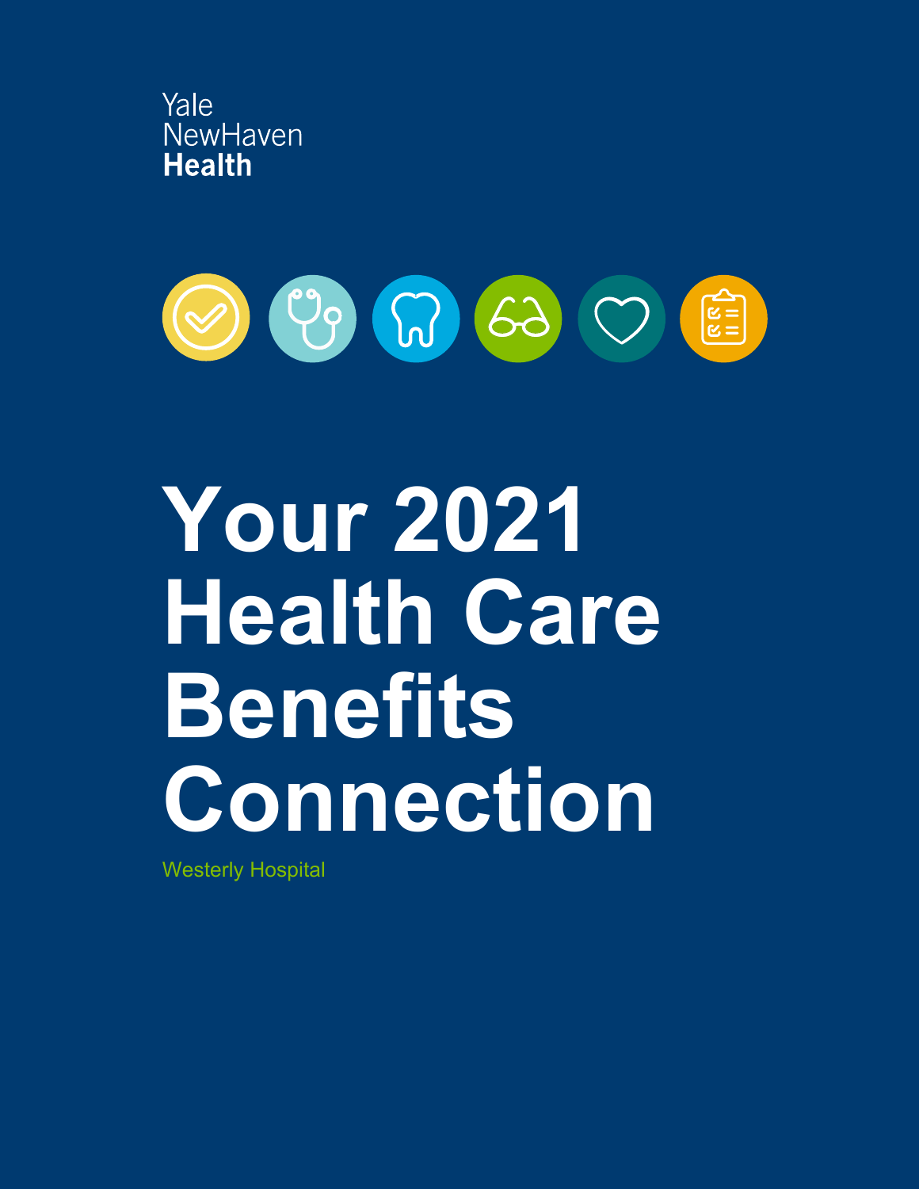Yale NewHaven **Health**

# Your 2021 Health Care Benefits Connection

Westerly Hospital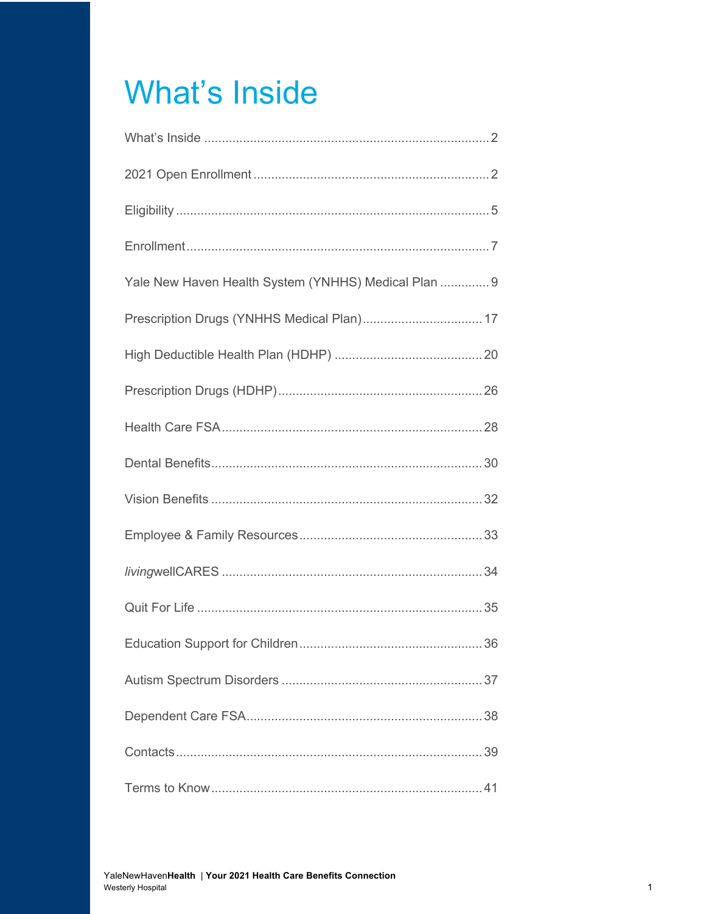# What's Inside

What's Inside ........................................................................ 2

2021 Open Enrollment ........................................................... 2

Eligibility ............................................................................... 5

Enrollment ............................................................................. 7

Yale New Haven Health System (YNHHS) Medical Plan .............. 9

Prescription Drugs (YNHHS Medical Plan) ................................. 17

High Deductible Health Plan (HDHP) ......................................... 20

Prescription Drugs (HDHP) ......................................................... 26

Health Care FSA ........................................................................ 28

Dental Benefits ........................................................................... 30

Vision Benefits ........................................................................... 32

Employee & Family Resources ................................................... 33

*living*wellCARES ...................................................................... 34

Quit For Life ............................................................................... 35

Education Support for Children .................................................. 36

Autism Spectrum Disorders ........................................................ 37

Dependent Care FSA .................................................................. 38

Contacts ..................................................................................... 39

Terms to Know ........................................................................... 41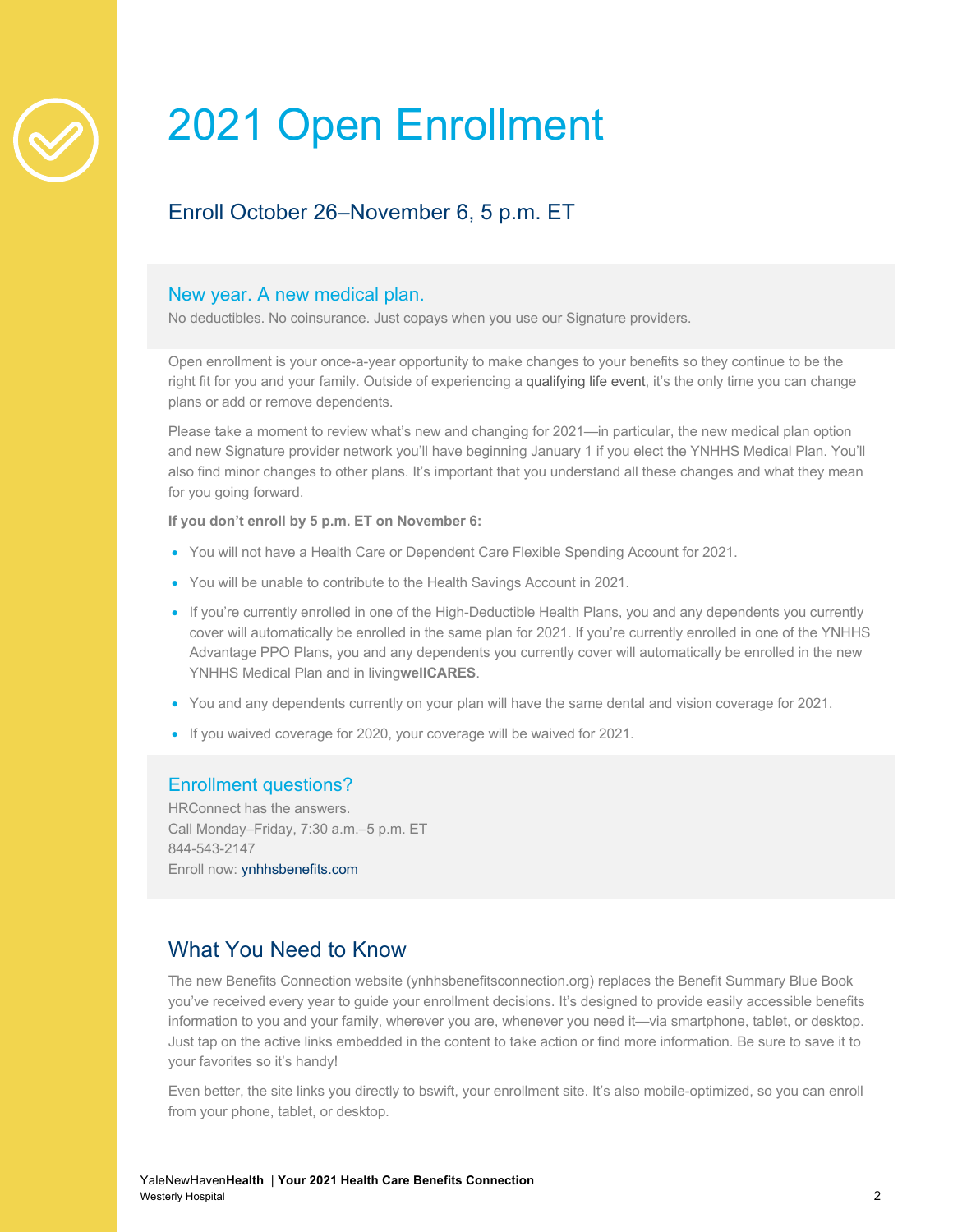# 2021 Open Enrollment

## Enroll October 26–November 6, 5 p.m. ET

### New year. A new medical plan.

No deductibles. No coinsurance. Just copays when you use our Signature providers.

Open enrollment is your once-a-year opportunity to make changes to your benefits so they continue to be the right fit for you and your family. Outside of experiencing a qualifying life event, it's the only time you can change plans or add or remove dependents.

Please take a moment to review what's new and changing for 2021—in particular, the new medical plan option and new Signature provider network you'll have beginning January 1 if you elect the YNHHS Medical Plan. You'll also find minor changes to other plans. It's important that you understand all these changes and what they mean for you going forward.

**If you don't enroll by 5 p.m. ET on November 6:**

- You will not have a Health Care or Dependent Care Flexible Spending Account for 2021.
- You will be unable to contribute to the Health Savings Account in 2021.
- If you're currently enrolled in one of the High-Deductible Health Plans, you and any dependents you currently cover will automatically be enrolled in the same plan for 2021. If you're currently enrolled in one of the YNHHS Advantage PPO Plans, you and any dependents you currently cover will automatically be enrolled in the new YNHHS Medical Plan and in living**wellCARES**.
- You and any dependents currently on your plan will have the same dental and vision coverage for 2021.
- If you waived coverage for 2020, your coverage will be waived for 2021.

### Enrollment questions?

HRConnect has the answers.
Call Monday–Friday, 7:30 a.m.–5 p.m. ET
844-543-2147
Enroll now: ynhhsbenefits.com

## What You Need to Know

The new Benefits Connection website (ynhhsbenefitsconnection.org) replaces the Benefit Summary Blue Book you've received every year to guide your enrollment decisions. It's designed to provide easily accessible benefits information to you and your family, wherever you are, whenever you need it—via smartphone, tablet, or desktop. Just tap on the active links embedded in the content to take action or find more information. Be sure to save it to your favorites so it's handy!

Even better, the site links you directly to bswift, your enrollment site. It's also mobile-optimized, so you can enroll from your phone, tablet, or desktop.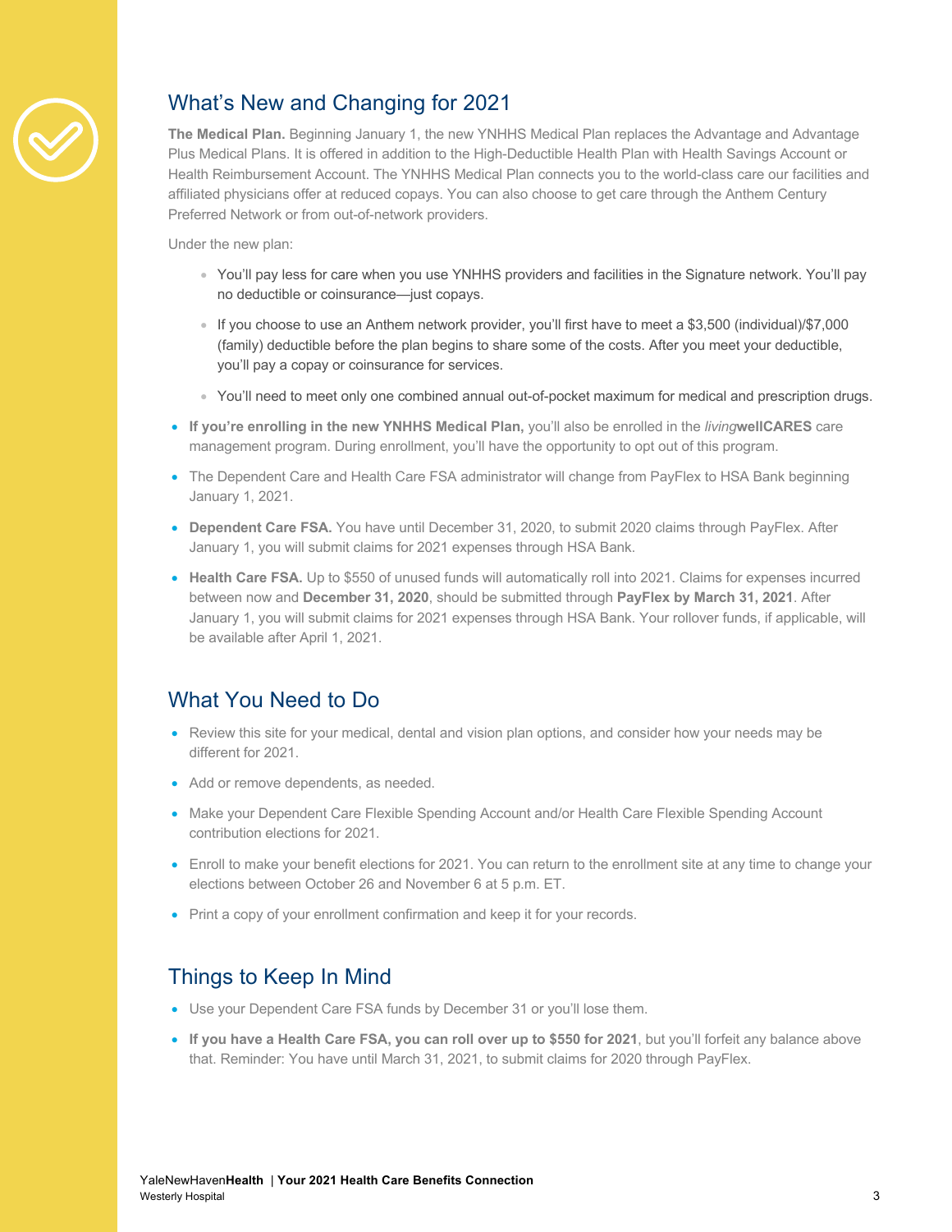## What's New and Changing for 2021

**The Medical Plan.** Beginning January 1, the new YNHHS Medical Plan replaces the Advantage and Advantage Plus Medical Plans. It is offered in addition to the High-Deductible Health Plan with Health Savings Account or Health Reimbursement Account. The YNHHS Medical Plan connects you to the world-class care our facilities and affiliated physicians offer at reduced copays. You can also choose to get care through the Anthem Century Preferred Network or from out-of-network providers.

Under the new plan:

- You'll pay less for care when you use YNHHS providers and facilities in the Signature network. You'll pay no deductible or coinsurance—just copays.
- If you choose to use an Anthem network provider, you'll first have to meet a $3,500 (individual)/$7,000 (family) deductible before the plan begins to share some of the costs. After you meet your deductible, you'll pay a copay or coinsurance for services.
- You'll need to meet only one combined annual out-of-pocket maximum for medical and prescription drugs.

- **If you're enrolling in the new YNHHS Medical Plan,** you'll also be enrolled in the *living***wellCARES** care management program. During enrollment, you'll have the opportunity to opt out of this program.
- The Dependent Care and Health Care FSA administrator will change from PayFlex to HSA Bank beginning January 1, 2021.
- **Dependent Care FSA.** You have until December 31, 2020, to submit 2020 claims through PayFlex. After January 1, you will submit claims for 2021 expenses through HSA Bank.
- **Health Care FSA.** Up to $550 of unused funds will automatically roll into 2021. Claims for expenses incurred between now and **December 31, 2020**, should be submitted through **PayFlex by March 31, 2021**. After January 1, you will submit claims for 2021 expenses through HSA Bank. Your rollover funds, if applicable, will be available after April 1, 2021.

## What You Need to Do

- Review this site for your medical, dental and vision plan options, and consider how your needs may be different for 2021.
- Add or remove dependents, as needed.
- Make your Dependent Care Flexible Spending Account and/or Health Care Flexible Spending Account contribution elections for 2021.
- Enroll to make your benefit elections for 2021. You can return to the enrollment site at any time to change your elections between October 26 and November 6 at 5 p.m. ET.
- Print a copy of your enrollment confirmation and keep it for your records.

## Things to Keep In Mind

- Use your Dependent Care FSA funds by December 31 or you'll lose them.
- **If you have a Health Care FSA, you can roll over up to $550 for 2021**, but you'll forfeit any balance above that. Reminder: You have until March 31, 2021, to submit claims for 2020 through PayFlex.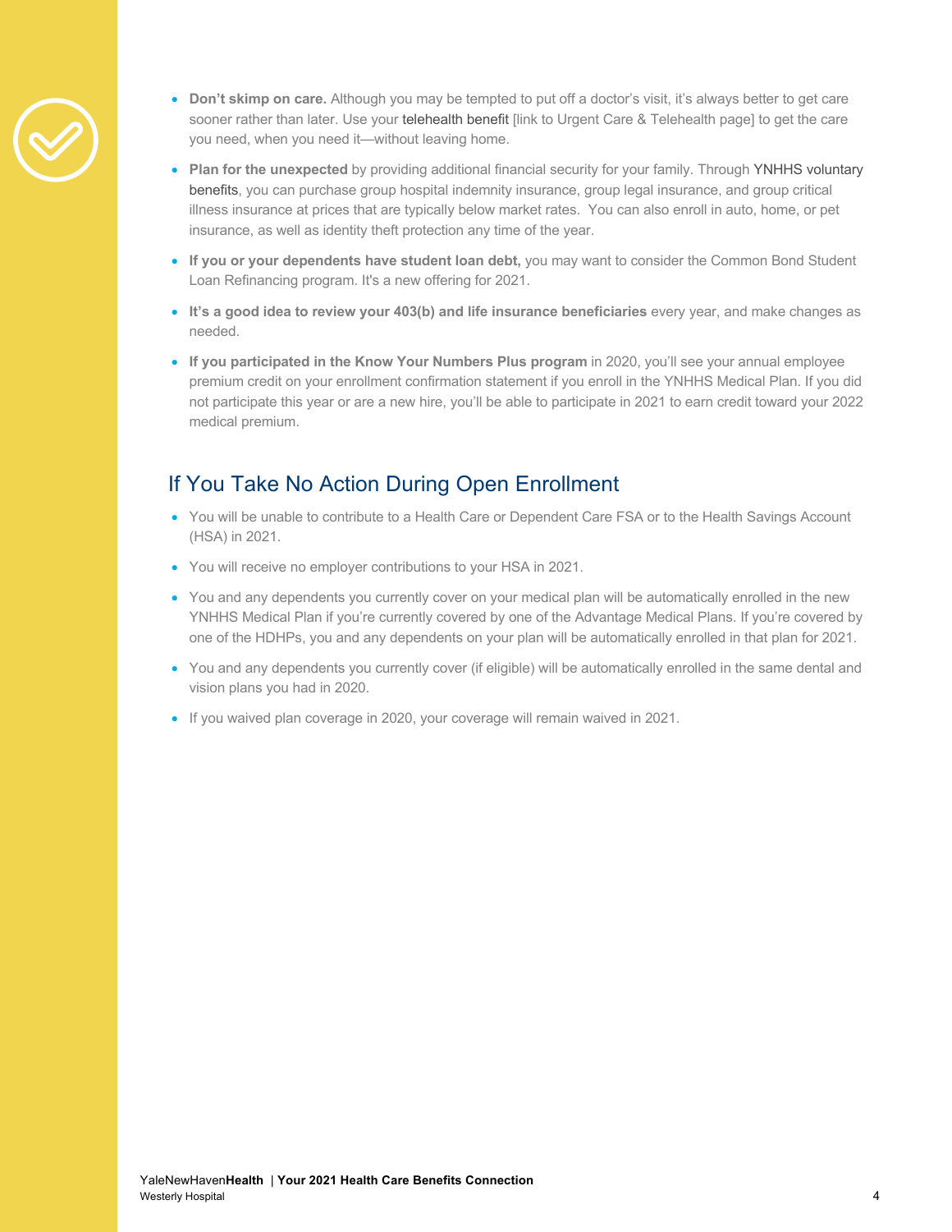- **Don't skimp on care.** Although you may be tempted to put off a doctor's visit, it's always better to get care sooner rather than later. Use your telehealth benefit [link to Urgent Care & Telehealth page] to get the care you need, when you need it—without leaving home.
- **Plan for the unexpected** by providing additional financial security for your family. Through YNHHS voluntary benefits, you can purchase group hospital indemnity insurance, group legal insurance, and group critical illness insurance at prices that are typically below market rates. You can also enroll in auto, home, or pet insurance, as well as identity theft protection any time of the year.
- **If you or your dependents have student loan debt,** you may want to consider the Common Bond Student Loan Refinancing program. It's a new offering for 2021.
- **It's a good idea to review your 403(b) and life insurance beneficiaries** every year, and make changes as needed.
- **If you participated in the Know Your Numbers Plus program** in 2020, you'll see your annual employee premium credit on your enrollment confirmation statement if you enroll in the YNHHS Medical Plan. If you did not participate this year or are a new hire, you'll be able to participate in 2021 to earn credit toward your 2022 medical premium.

## If You Take No Action During Open Enrollment

- You will be unable to contribute to a Health Care or Dependent Care FSA or to the Health Savings Account (HSA) in 2021.
- You will receive no employer contributions to your HSA in 2021.
- You and any dependents you currently cover on your medical plan will be automatically enrolled in the new YNHHS Medical Plan if you're currently covered by one of the Advantage Medical Plans. If you're covered by one of the HDHPs, you and any dependents on your plan will be automatically enrolled in that plan for 2021.
- You and any dependents you currently cover (if eligible) will be automatically enrolled in the same dental and vision plans you had in 2020.
- If you waived plan coverage in 2020, your coverage will remain waived in 2021.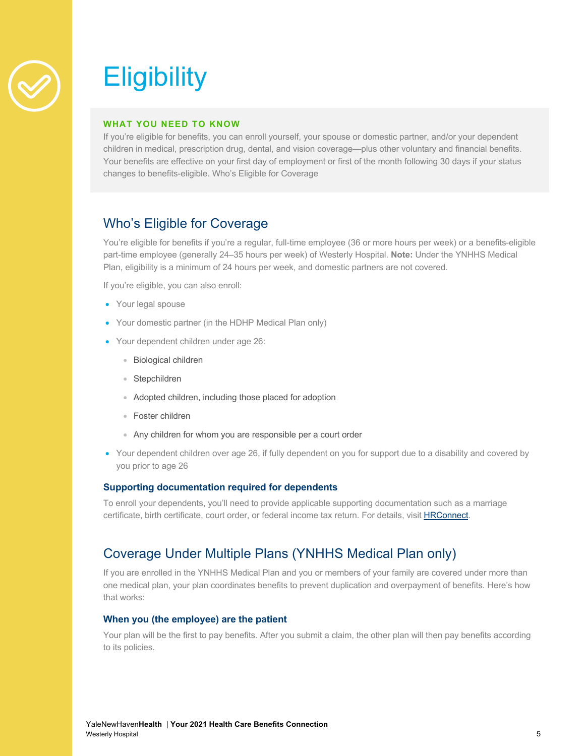# Eligibility

**WHAT YOU NEED TO KNOW**

If you're eligible for benefits, you can enroll yourself, your spouse or domestic partner, and/or your dependent children in medical, prescription drug, dental, and vision coverage—plus other voluntary and financial benefits. Your benefits are effective on your first day of employment or first of the month following 30 days if your status changes to benefits-eligible. Who's Eligible for Coverage

## Who's Eligible for Coverage

You're eligible for benefits if you're a regular, full-time employee (36 or more hours per week) or a benefits-eligible part-time employee (generally 24–35 hours per week) of Westerly Hospital. **Note:** Under the YNHHS Medical Plan, eligibility is a minimum of 24 hours per week, and domestic partners are not covered.

If you're eligible, you can also enroll:

- Your legal spouse
- Your domestic partner (in the HDHP Medical Plan only)
- Your dependent children under age 26:
  - Biological children
  - Stepchildren
  - Adopted children, including those placed for adoption
  - Foster children
  - Any children for whom you are responsible per a court order
- Your dependent children over age 26, if fully dependent on you for support due to a disability and covered by you prior to age 26

### Supporting documentation required for dependents

To enroll your dependents, you'll need to provide applicable supporting documentation such as a marriage certificate, birth certificate, court order, or federal income tax return. For details, visit HRConnect.

## Coverage Under Multiple Plans (YNHHS Medical Plan only)

If you are enrolled in the YNHHS Medical Plan and you or members of your family are covered under more than one medical plan, your plan coordinates benefits to prevent duplication and overpayment of benefits. Here's how that works:

### When you (the employee) are the patient

Your plan will be the first to pay benefits. After you submit a claim, the other plan will then pay benefits according to its policies.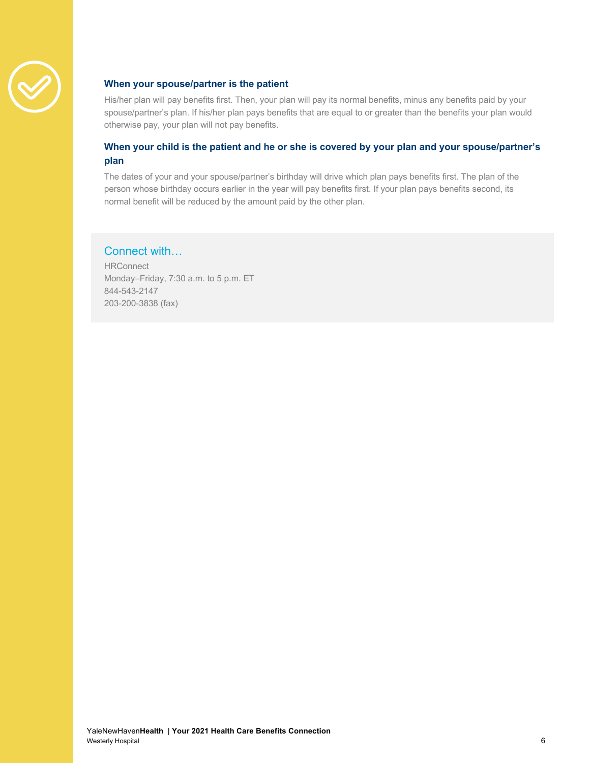### When your spouse/partner is the patient

His/her plan will pay benefits first. Then, your plan will pay its normal benefits, minus any benefits paid by your spouse/partner's plan. If his/her plan pays benefits that are equal to or greater than the benefits your plan would otherwise pay, your plan will not pay benefits.

### When your child is the patient and he or she is covered by your plan and your spouse/partner's plan

The dates of your and your spouse/partner's birthday will drive which plan pays benefits first. The plan of the person whose birthday occurs earlier in the year will pay benefits first. If your plan pays benefits second, its normal benefit will be reduced by the amount paid by the other plan.

## Connect with…

HRConnect
Monday–Friday, 7:30 a.m. to 5 p.m. ET
844-543-2147
203-200-3838 (fax)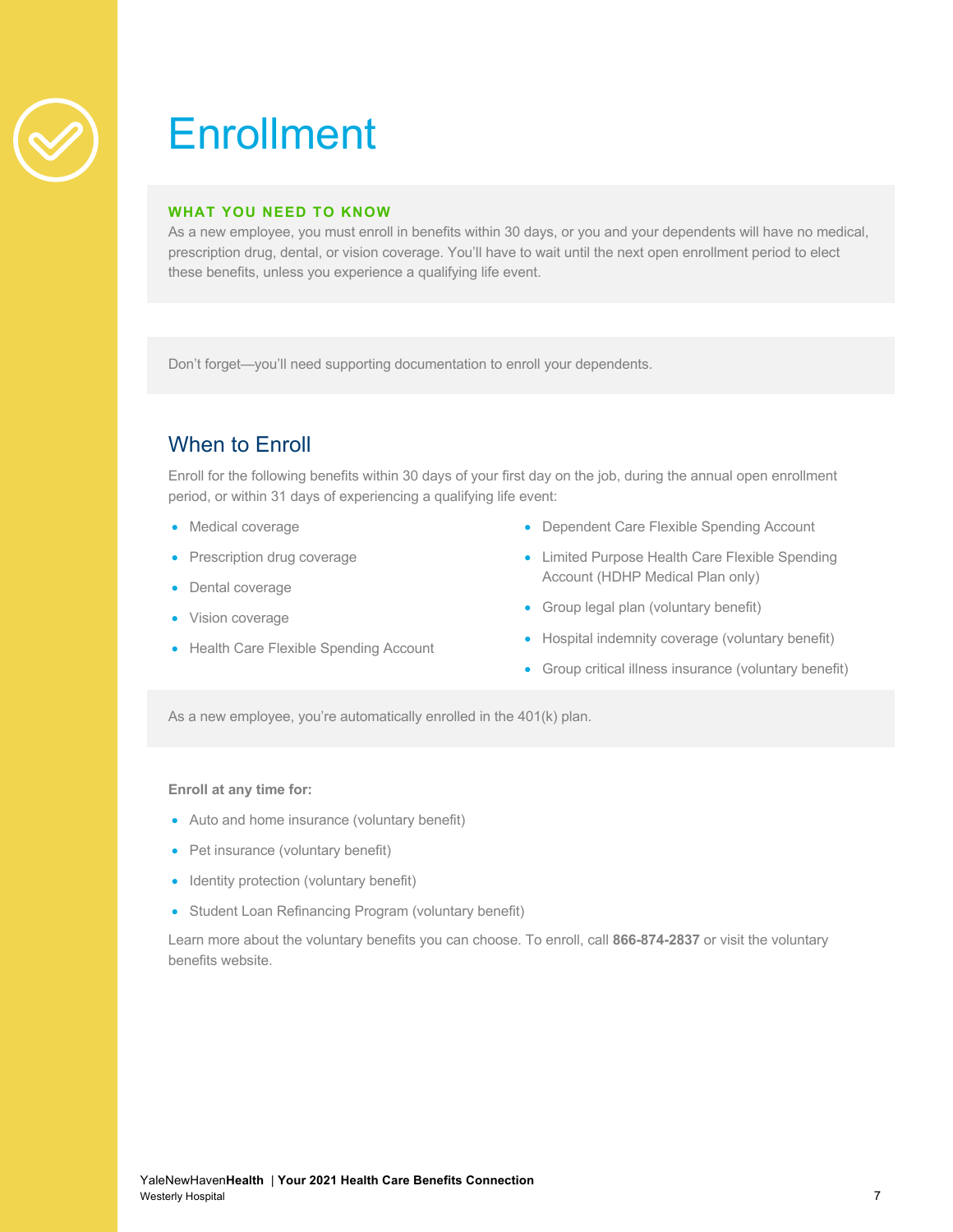# Enrollment

**WHAT YOU NEED TO KNOW**

As a new employee, you must enroll in benefits within 30 days, or you and your dependents will have no medical, prescription drug, dental, or vision coverage. You'll have to wait until the next open enrollment period to elect these benefits, unless you experience a qualifying life event.

Don't forget—you'll need supporting documentation to enroll your dependents.

## When to Enroll

Enroll for the following benefits within 30 days of your first day on the job, during the annual open enrollment period, or within 31 days of experiencing a qualifying life event:

- Medical coverage
- Prescription drug coverage
- Dental coverage
- Vision coverage
- Health Care Flexible Spending Account
- Dependent Care Flexible Spending Account
- Limited Purpose Health Care Flexible Spending Account (HDHP Medical Plan only)
- Group legal plan (voluntary benefit)
- Hospital indemnity coverage (voluntary benefit)
- Group critical illness insurance (voluntary benefit)

As a new employee, you're automatically enrolled in the 401(k) plan.

**Enroll at any time for:**

- Auto and home insurance (voluntary benefit)
- Pet insurance (voluntary benefit)
- Identity protection (voluntary benefit)
- Student Loan Refinancing Program (voluntary benefit)

Learn more about the voluntary benefits you can choose. To enroll, call **866-874-2837** or visit the voluntary benefits website.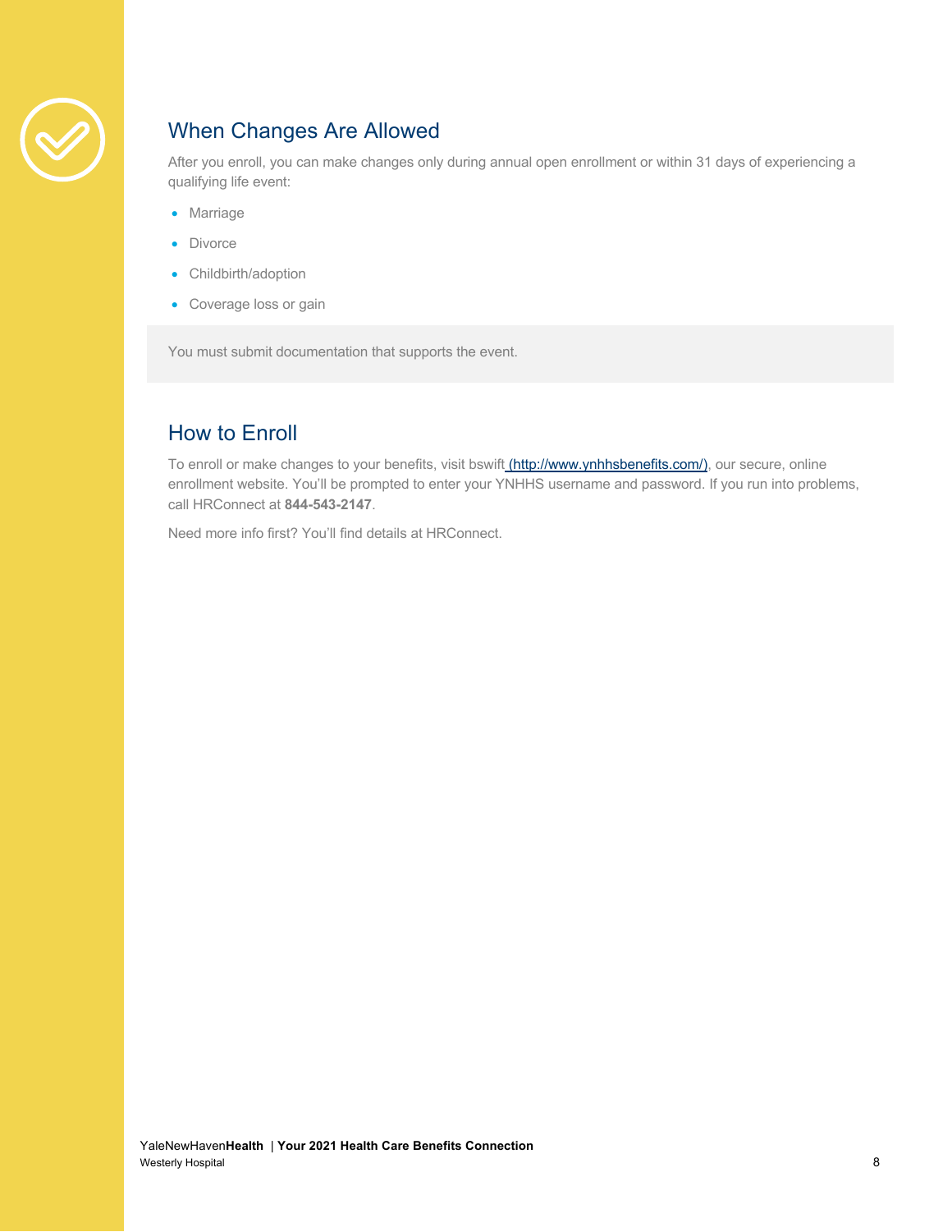## When Changes Are Allowed

After you enroll, you can make changes only during annual open enrollment or within 31 days of experiencing a qualifying life event:

- Marriage
- Divorce
- Childbirth/adoption
- Coverage loss or gain

You must submit documentation that supports the event.

## How to Enroll

To enroll or make changes to your benefits, visit bswift (http://www.ynhhsbenefits.com/), our secure, online enrollment website. You'll be prompted to enter your YNHHS username and password. If you run into problems, call HRConnect at **844-543-2147**.

Need more info first? You'll find details at HRConnect.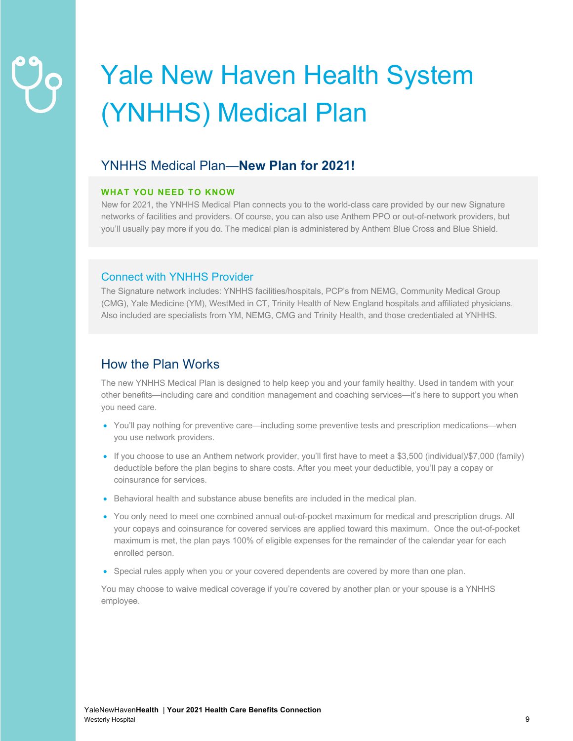# Yale New Haven Health System (YNHHS) Medical Plan

## YNHHS Medical Plan—**New Plan for 2021!**

**WHAT YOU NEED TO KNOW**

New for 2021, the YNHHS Medical Plan connects you to the world-class care provided by our new Signature networks of facilities and providers. Of course, you can also use Anthem PPO or out-of-network providers, but you'll usually pay more if you do. The medical plan is administered by Anthem Blue Cross and Blue Shield.

### Connect with YNHHS Provider

The Signature network includes: YNHHS facilities/hospitals, PCP's from NEMG, Community Medical Group (CMG), Yale Medicine (YM), WestMed in CT, Trinity Health of New England hospitals and affiliated physicians. Also included are specialists from YM, NEMG, CMG and Trinity Health, and those credentialed at YNHHS.

## How the Plan Works

The new YNHHS Medical Plan is designed to help keep you and your family healthy. Used in tandem with your other benefits—including care and condition management and coaching services—it's here to support you when you need care.

- You'll pay nothing for preventive care—including some preventive tests and prescription medications—when you use network providers.
- If you choose to use an Anthem network provider, you'll first have to meet a $3,500 (individual)/$7,000 (family) deductible before the plan begins to share costs. After you meet your deductible, you'll pay a copay or coinsurance for services.
- Behavioral health and substance abuse benefits are included in the medical plan.
- You only need to meet one combined annual out-of-pocket maximum for medical and prescription drugs. All your copays and coinsurance for covered services are applied toward this maximum. Once the out-of-pocket maximum is met, the plan pays 100% of eligible expenses for the remainder of the calendar year for each enrolled person.
- Special rules apply when you or your covered dependents are covered by more than one plan.

You may choose to waive medical coverage if you're covered by another plan or your spouse is a YNHHS employee.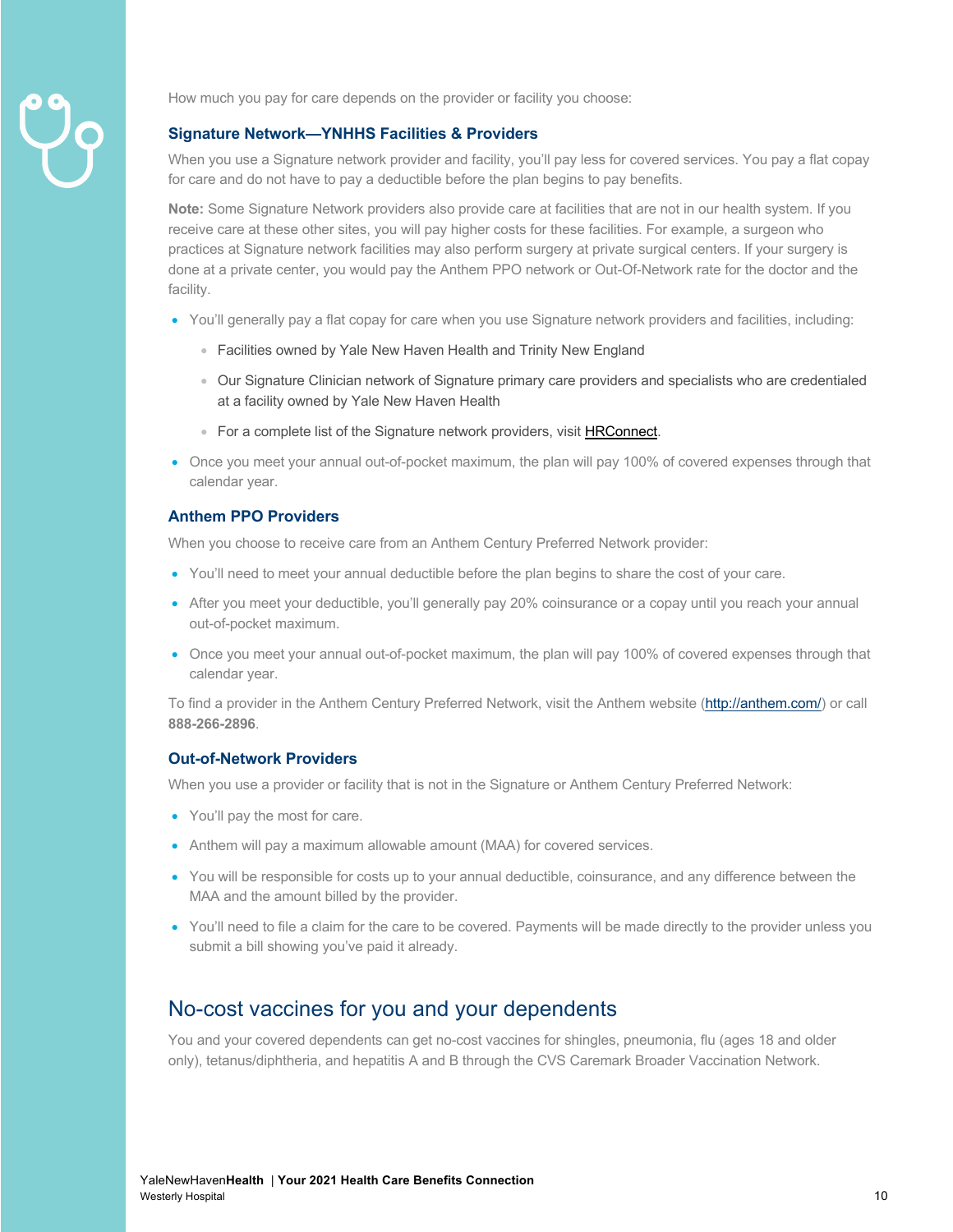How much you pay for care depends on the provider or facility you choose:

### Signature Network—YNHHS Facilities & Providers

When you use a Signature network provider and facility, you'll pay less for covered services. You pay a flat copay for care and do not have to pay a deductible before the plan begins to pay benefits.

**Note:** Some Signature Network providers also provide care at facilities that are not in our health system. If you receive care at these other sites, you will pay higher costs for these facilities. For example, a surgeon who practices at Signature network facilities may also perform surgery at private surgical centers. If your surgery is done at a private center, you would pay the Anthem PPO network or Out-Of-Network rate for the doctor and the facility.

- You'll generally pay a flat copay for care when you use Signature network providers and facilities, including:
  - Facilities owned by Yale New Haven Health and Trinity New England
  - Our Signature Clinician network of Signature primary care providers and specialists who are credentialed at a facility owned by Yale New Haven Health
  - For a complete list of the Signature network providers, visit HRConnect.
- Once you meet your annual out-of-pocket maximum, the plan will pay 100% of covered expenses through that calendar year.

### Anthem PPO Providers

When you choose to receive care from an Anthem Century Preferred Network provider:

- You'll need to meet your annual deductible before the plan begins to share the cost of your care.
- After you meet your deductible, you'll generally pay 20% coinsurance or a copay until you reach your annual out-of-pocket maximum.
- Once you meet your annual out-of-pocket maximum, the plan will pay 100% of covered expenses through that calendar year.

To find a provider in the Anthem Century Preferred Network, visit the Anthem website (http://anthem.com/) or call **888-266-2896**.

### Out-of-Network Providers

When you use a provider or facility that is not in the Signature or Anthem Century Preferred Network:

- You'll pay the most for care.
- Anthem will pay a maximum allowable amount (MAA) for covered services.
- You will be responsible for costs up to your annual deductible, coinsurance, and any difference between the MAA and the amount billed by the provider.
- You'll need to file a claim for the care to be covered. Payments will be made directly to the provider unless you submit a bill showing you've paid it already.

## No-cost vaccines for you and your dependents

You and your covered dependents can get no-cost vaccines for shingles, pneumonia, flu (ages 18 and older only), tetanus/diphtheria, and hepatitis A and B through the CVS Caremark Broader Vaccination Network.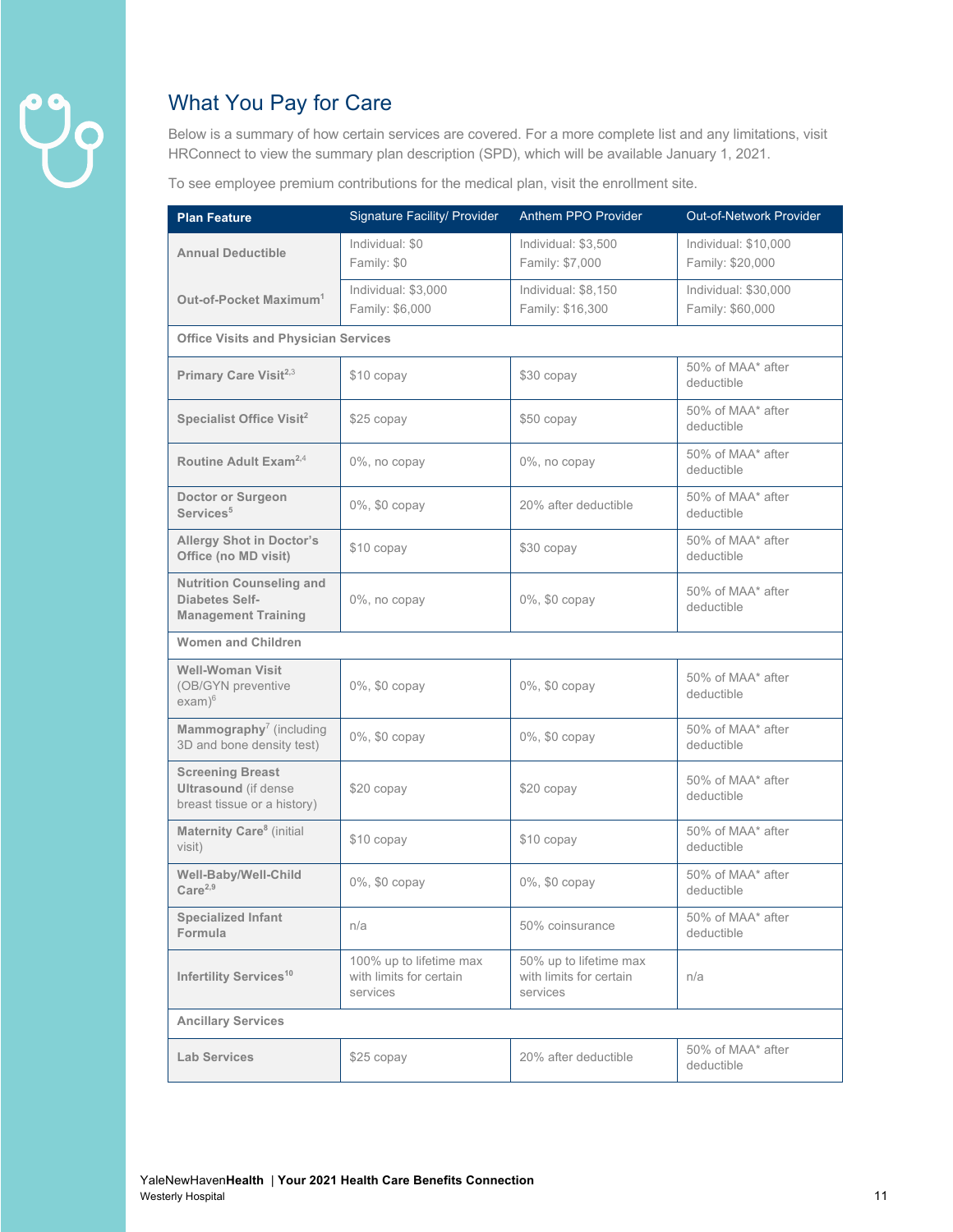## What You Pay for Care

Below is a summary of how certain services are covered. For a more complete list and any limitations, visit HRConnect to view the summary plan description (SPD), which will be available January 1, 2021.

To see employee premium contributions for the medical plan, visit the enrollment site.

| Plan Feature | Signature Facility/ Provider | Anthem PPO Provider | Out-of-Network Provider |
|---|---|---|---|
| **Annual Deductible** | Individual: $0<br>Family: $0 | Individual: $3,500<br>Family: $7,000 | Individual: $10,000<br>Family: $20,000 |
| **Out-of-Pocket Maximum**[1] | Individual: $3,000<br>Family: $6,000 | Individual: $8,150<br>Family: $16,300 | Individual: $30,000<br>Family: $60,000 |
| **Office Visits and Physician Services** | | | |
| **Primary Care Visit**[2,3] | $10 copay | $30 copay | 50% of MAA* after deductible |
| **Specialist Office Visit**[2] | $25 copay | $50 copay | 50% of MAA* after deductible |
| **Routine Adult Exam**[2,4] | 0%, no copay | 0%, no copay | 50% of MAA* after deductible |
| **Doctor or Surgeon Services**[5] | 0%, $0 copay | 20% after deductible | 50% of MAA* after deductible |
| **Allergy Shot in Doctor's Office (no MD visit)** | $10 copay | $30 copay | 50% of MAA* after deductible |
| **Nutrition Counseling and Diabetes Self-Management Training** | 0%, no copay | 0%, $0 copay | 50% of MAA* after deductible |
| **Women and Children** | | | |
| **Well-Woman Visit** (OB/GYN preventive exam)[6] | 0%, $0 copay | 0%, $0 copay | 50% of MAA* after deductible |
| **Mammography**[7] (including 3D and bone density test) | 0%, $0 copay | 0%, $0 copay | 50% of MAA* after deductible |
| **Screening Breast Ultrasound** (if dense breast tissue or a history) | $20 copay | $20 copay | 50% of MAA* after deductible |
| **Maternity Care**[8] (initial visit) | $10 copay | $10 copay | 50% of MAA* after deductible |
| **Well-Baby/Well-Child Care**[2,9] | 0%, $0 copay | 0%, $0 copay | 50% of MAA* after deductible |
| **Specialized Infant Formula** | n/a | 50% coinsurance | 50% of MAA* after deductible |
| **Infertility Services**[10] | 100% up to lifetime max with limits for certain services | 50% up to lifetime max with limits for certain services | n/a |
| **Ancillary Services** | | | |
| **Lab Services** | $25 copay | 20% after deductible | 50% of MAA* after deductible |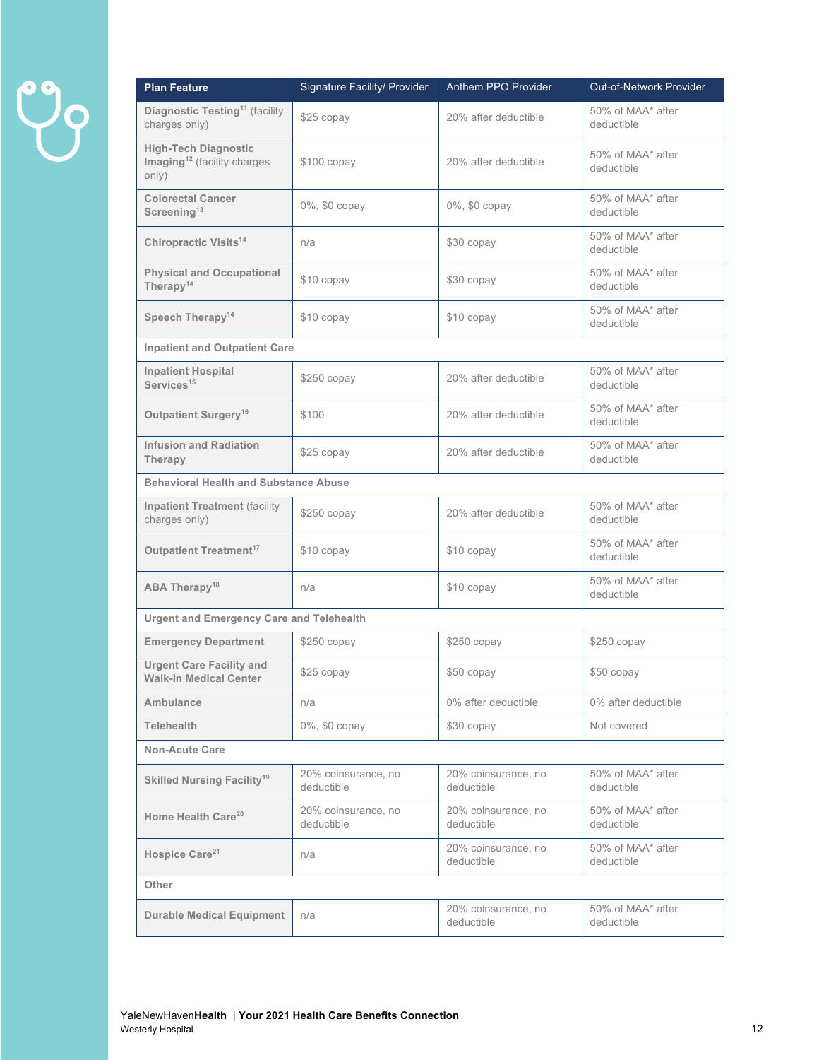| Plan Feature | Signature Facility/ Provider | Anthem PPO Provider | Out-of-Network Provider |
|---|---|---|---|
| **Diagnostic Testing**[11] (facility charges only) | $25 copay | 20% after deductible | 50% of MAA* after deductible |
| **High-Tech Diagnostic Imaging**[12] (facility charges only) | $100 copay | 20% after deductible | 50% of MAA* after deductible |
| **Colorectal Cancer Screening**[13] | 0%, $0 copay | 0%, $0 copay | 50% of MAA* after deductible |
| **Chiropractic Visits**[14] | n/a | $30 copay | 50% of MAA* after deductible |
| **Physical and Occupational Therapy**[14] | $10 copay | $30 copay | 50% of MAA* after deductible |
| **Speech Therapy**[14] | $10 copay | $10 copay | 50% of MAA* after deductible |
| **Inpatient and Outpatient Care** | | | |
| **Inpatient Hospital Services**[15] | $250 copay | 20% after deductible | 50% of MAA* after deductible |
| **Outpatient Surgery**[16] | $100 | 20% after deductible | 50% of MAA* after deductible |
| **Infusion and Radiation Therapy** | $25 copay | 20% after deductible | 50% of MAA* after deductible |
| **Behavioral Health and Substance Abuse** | | | |
| **Inpatient Treatment** (facility charges only) | $250 copay | 20% after deductible | 50% of MAA* after deductible |
| **Outpatient Treatment**[17] | $10 copay | $10 copay | 50% of MAA* after deductible |
| **ABA Therapy**[18] | n/a | $10 copay | 50% of MAA* after deductible |
| **Urgent and Emergency Care and Telehealth** | | | |
| **Emergency Department** | $250 copay | $250 copay | $250 copay |
| **Urgent Care Facility and Walk-In Medical Center** | $25 copay | $50 copay | $50 copay |
| **Ambulance** | n/a | 0% after deductible | 0% after deductible |
| **Telehealth** | 0%, $0 copay | $30 copay | Not covered |
| **Non-Acute Care** | | | |
| **Skilled Nursing Facility**[19] | 20% coinsurance, no deductible | 20% coinsurance, no deductible | 50% of MAA* after deductible |
| **Home Health Care**[20] | 20% coinsurance, no deductible | 20% coinsurance, no deductible | 50% of MAA* after deductible |
| **Hospice Care**[21] | n/a | 20% coinsurance, no deductible | 50% of MAA* after deductible |
| **Other** | | | |
| **Durable Medical Equipment** | n/a | 20% coinsurance, no deductible | 50% of MAA* after deductible |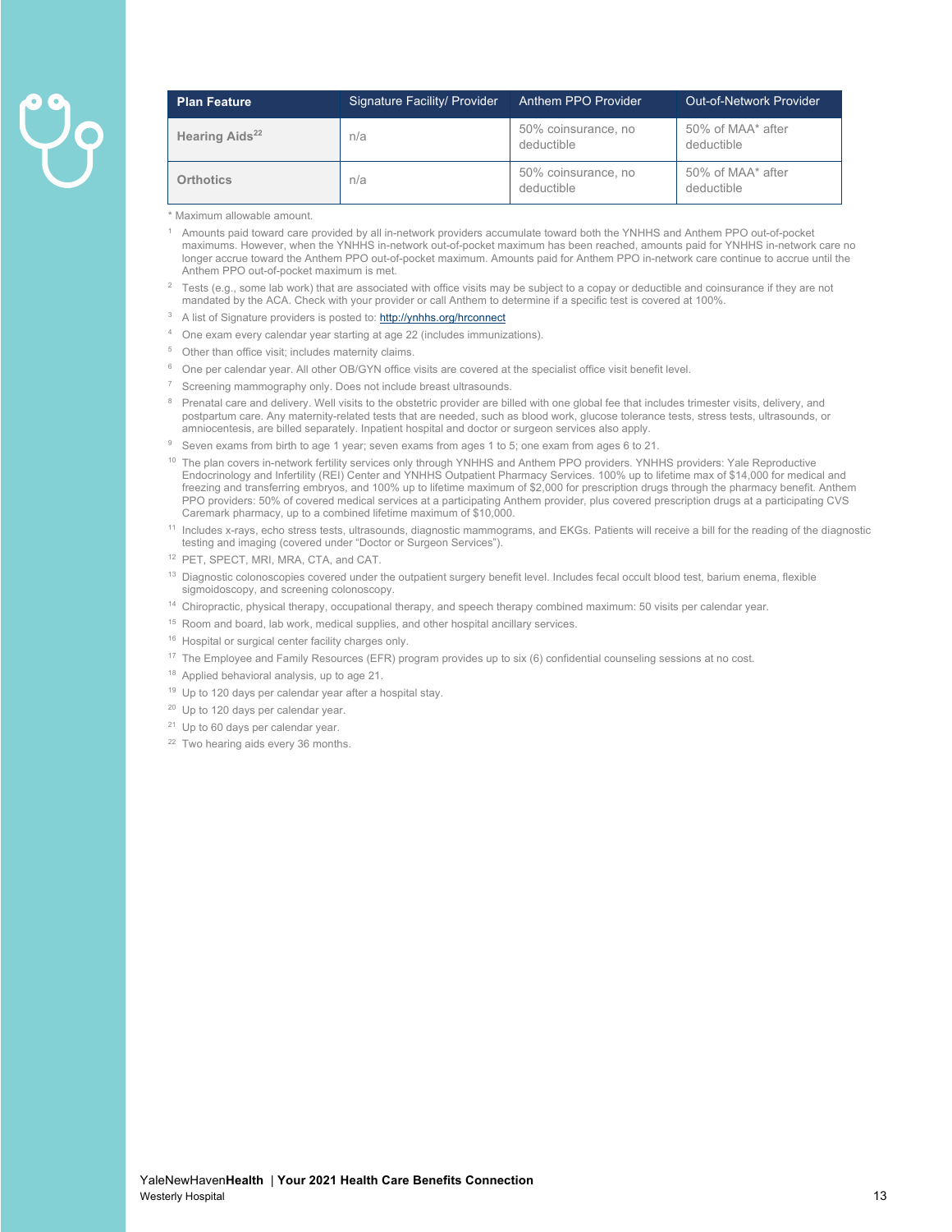| Plan Feature | Signature Facility/ Provider | Anthem PPO Provider | Out-of-Network Provider |
| --- | --- | --- | --- |
| **Hearing Aids**[22] | n/a | 50% coinsurance, no deductible | 50% of MAA* after deductible |
| **Orthotics** | n/a | 50% coinsurance, no deductible | 50% of MAA* after deductible |

\* Maximum allowable amount.

[1] Amounts paid toward care provided by all in-network providers accumulate toward both the YNHHS and Anthem PPO out-of-pocket maximums. However, when the YNHHS in-network out-of-pocket maximum has been reached, amounts paid for YNHHS in-network care no longer accrue toward the Anthem PPO out-of-pocket maximum. Amounts paid for Anthem PPO in-network care continue to accrue until the Anthem PPO out-of-pocket maximum is met.

[2] Tests (e.g., some lab work) that are associated with office visits may be subject to a copay or deductible and coinsurance if they are not mandated by the ACA. Check with your provider or call Anthem to determine if a specific test is covered at 100%.

[3] A list of Signature providers is posted to: http://ynhhs.org/hrconnect

[4] One exam every calendar year starting at age 22 (includes immunizations).

[5] Other than office visit; includes maternity claims.

[6] One per calendar year. All other OB/GYN office visits are covered at the specialist office visit benefit level.

[7] Screening mammography only. Does not include breast ultrasounds.

[8] Prenatal care and delivery. Well visits to the obstetric provider are billed with one global fee that includes trimester visits, delivery, and postpartum care. Any maternity-related tests that are needed, such as blood work, glucose tolerance tests, stress tests, ultrasounds, or amniocentesis, are billed separately. Inpatient hospital and doctor or surgeon services also apply.

[9] Seven exams from birth to age 1 year; seven exams from ages 1 to 5; one exam from ages 6 to 21.

[10] The plan covers in-network fertility services only through YNHHS and Anthem PPO providers. YNHHS providers: Yale Reproductive Endocrinology and Infertility (REI) Center and YNHHS Outpatient Pharmacy Services. 100% up to lifetime max of $14,000 for medical and freezing and transferring embryos, and 100% up to lifetime maximum of $2,000 for prescription drugs through the pharmacy benefit. Anthem PPO providers: 50% of covered medical services at a participating Anthem provider, plus covered prescription drugs at a participating CVS Caremark pharmacy, up to a combined lifetime maximum of $10,000.

[11] Includes x-rays, echo stress tests, ultrasounds, diagnostic mammograms, and EKGs. Patients will receive a bill for the reading of the diagnostic testing and imaging (covered under "Doctor or Surgeon Services").

[12] PET, SPECT, MRI, MRA, CTA, and CAT.

[13] Diagnostic colonoscopies covered under the outpatient surgery benefit level. Includes fecal occult blood test, barium enema, flexible sigmoidoscopy, and screening colonoscopy.

[14] Chiropractic, physical therapy, occupational therapy, and speech therapy combined maximum: 50 visits per calendar year.

[15] Room and board, lab work, medical supplies, and other hospital ancillary services.

[16] Hospital or surgical center facility charges only.

[17] The Employee and Family Resources (EFR) program provides up to six (6) confidential counseling sessions at no cost.

[18] Applied behavioral analysis, up to age 21.

[19] Up to 120 days per calendar year after a hospital stay.

[20] Up to 120 days per calendar year.

[21] Up to 60 days per calendar year.

[22] Two hearing aids every 36 months.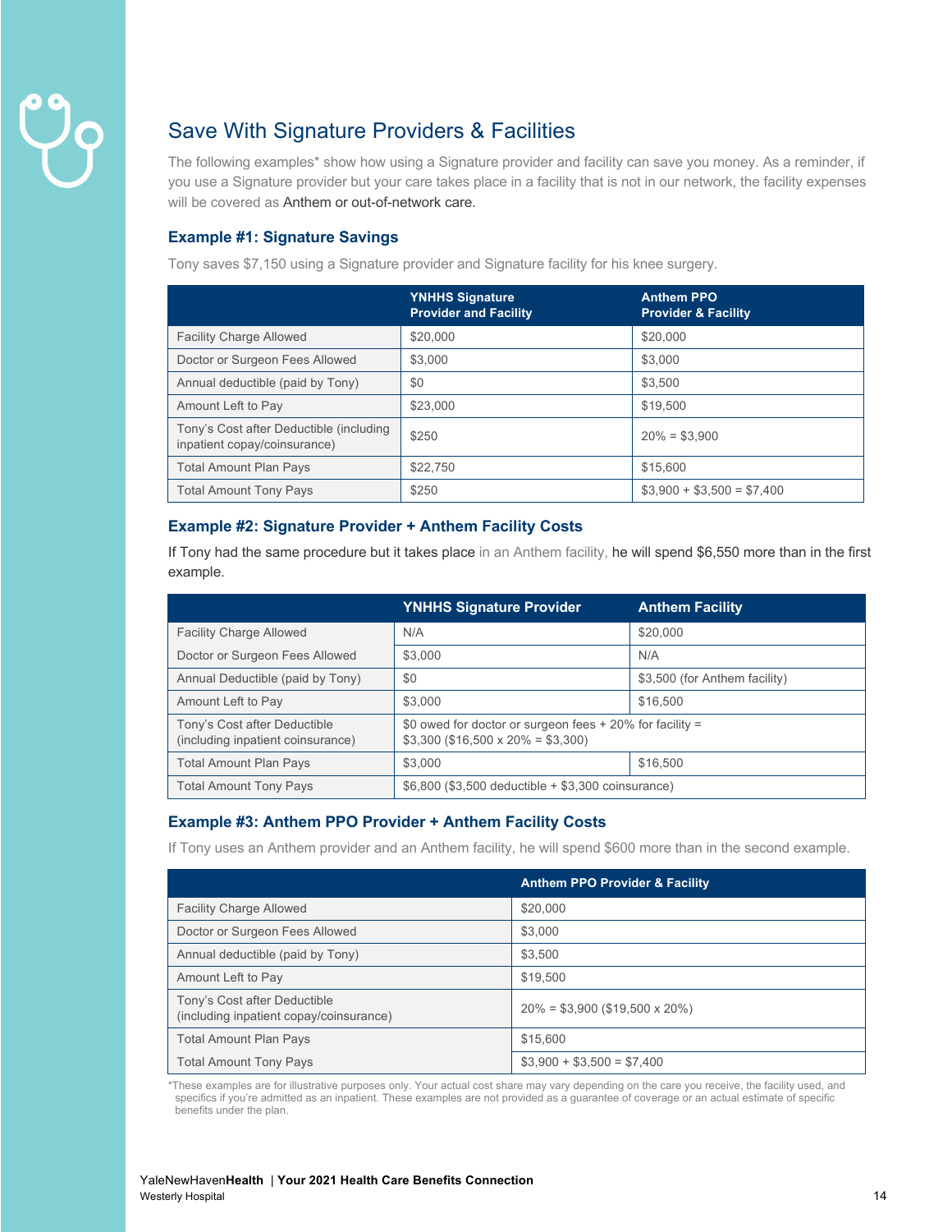## Save With Signature Providers & Facilities

The following examples* show how using a Signature provider and facility can save you money. As a reminder, if you use a Signature provider but your care takes place in a facility that is not in our network, the facility expenses will be covered as Anthem or out-of-network care.

### Example #1: Signature Savings

Tony saves $7,150 using a Signature provider and Signature facility for his knee surgery.

| | YNHHS Signature Provider and Facility | Anthem PPO Provider & Facility |
|---|---|---|
| Facility Charge Allowed | $20,000 | $20,000 |
| Doctor or Surgeon Fees Allowed | $3,000 | $3,000 |
| Annual deductible (paid by Tony) | $0 | $3,500 |
| Amount Left to Pay | $23,000 | $19,500 |
| Tony's Cost after Deductible (including inpatient copay/coinsurance) | $250 | 20% = $3,900 |
| Total Amount Plan Pays | $22,750 | $15,600 |
| Total Amount Tony Pays | $250 | $3,900 + $3,500 = $7,400 |

### Example #2: Signature Provider + Anthem Facility Costs

If Tony had the same procedure but it takes place in an Anthem facility, he will spend $6,550 more than in the first example.

| | YNHHS Signature Provider | Anthem Facility |
|---|---|---|
| Facility Charge Allowed | N/A | $20,000 |
| Doctor or Surgeon Fees Allowed | $3,000 | N/A |
| Annual Deductible (paid by Tony) | $0 | $3,500 (for Anthem facility) |
| Amount Left to Pay | $3,000 | $16,500 |
| Tony's Cost after Deductible (including inpatient coinsurance) | $0 owed for doctor or surgeon fees + 20% for facility = $3,300 ($16,500 x 20% = $3,300) | |
| Total Amount Plan Pays | $3,000 | $16,500 |
| Total Amount Tony Pays | $6,800 ($3,500 deductible + $3,300 coinsurance) | |

### Example #3: Anthem PPO Provider + Anthem Facility Costs

If Tony uses an Anthem provider and an Anthem facility, he will spend $600 more than in the second example.

| | Anthem PPO Provider & Facility |
|---|---|
| Facility Charge Allowed | $20,000 |
| Doctor or Surgeon Fees Allowed | $3,000 |
| Annual deductible (paid by Tony) | $3,500 |
| Amount Left to Pay | $19,500 |
| Tony's Cost after Deductible (including inpatient copay/coinsurance) | 20% = $3,900 ($19,500 x 20%) |
| Total Amount Plan Pays | $15,600 |
| Total Amount Tony Pays | $3,900 + $3,500 = $7,400 |

*These examples are for illustrative purposes only. Your actual cost share may vary depending on the care you receive, the facility used, and specifics if you're admitted as an inpatient. These examples are not provided as a guarantee of coverage or an actual estimate of specific benefits under the plan.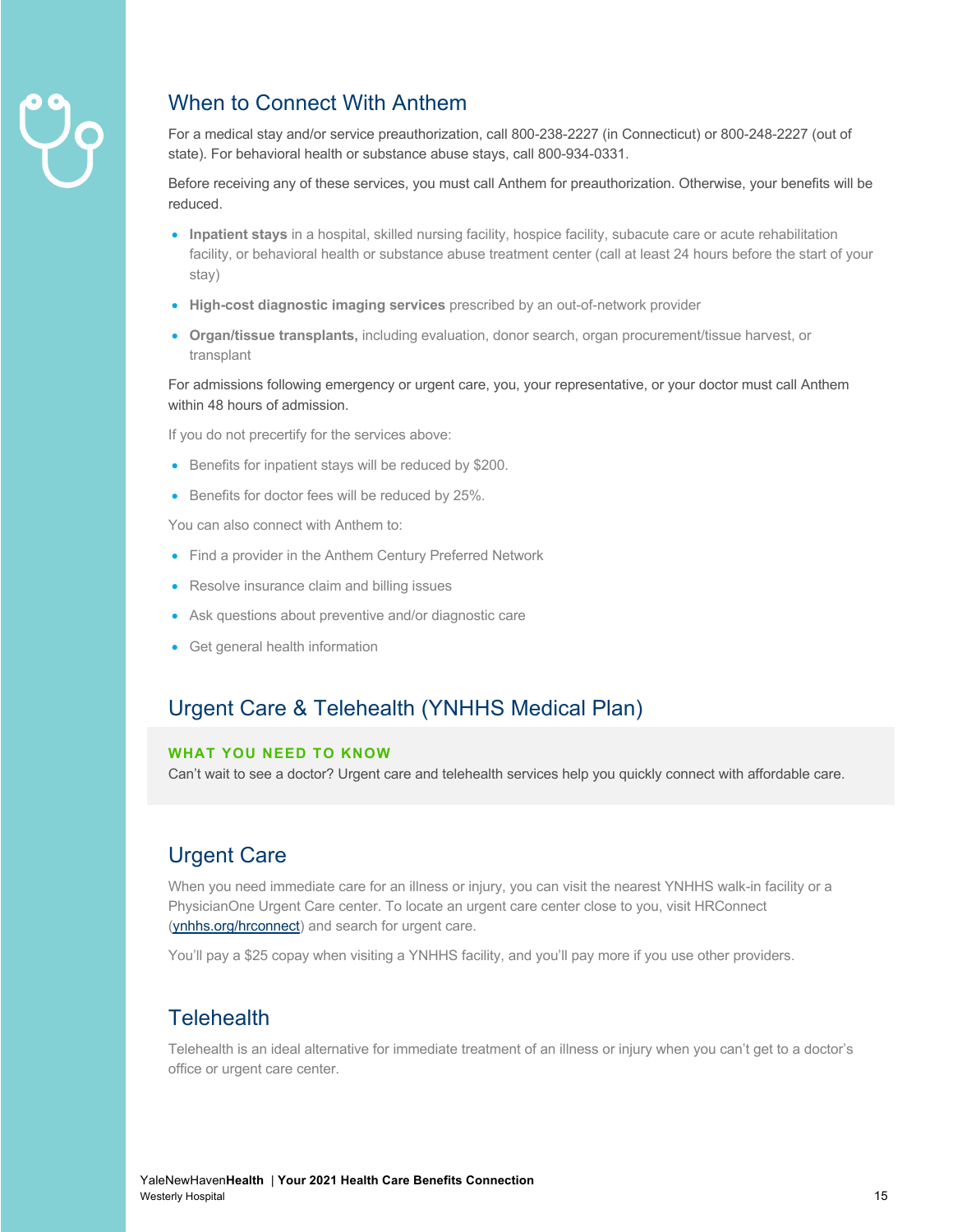## When to Connect With Anthem

For a medical stay and/or service preauthorization, call 800-238-2227 (in Connecticut) or 800-248-2227 (out of state). For behavioral health or substance abuse stays, call 800-934-0331.

Before receiving any of these services, you must call Anthem for preauthorization. Otherwise, your benefits will be reduced.

- **Inpatient stays** in a hospital, skilled nursing facility, hospice facility, subacute care or acute rehabilitation facility, or behavioral health or substance abuse treatment center (call at least 24 hours before the start of your stay)
- **High-cost diagnostic imaging services** prescribed by an out-of-network provider
- **Organ/tissue transplants,** including evaluation, donor search, organ procurement/tissue harvest, or transplant

For admissions following emergency or urgent care, you, your representative, or your doctor must call Anthem within 48 hours of admission.

If you do not precertify for the services above:

- Benefits for inpatient stays will be reduced by $200.
- Benefits for doctor fees will be reduced by 25%.

You can also connect with Anthem to:

- Find a provider in the Anthem Century Preferred Network
- Resolve insurance claim and billing issues
- Ask questions about preventive and/or diagnostic care
- Get general health information

## Urgent Care & Telehealth (YNHHS Medical Plan)

**WHAT YOU NEED TO KNOW**

Can't wait to see a doctor? Urgent care and telehealth services help you quickly connect with affordable care.

## Urgent Care

When you need immediate care for an illness or injury, you can visit the nearest YNHHS walk-in facility or a PhysicianOne Urgent Care center. To locate an urgent care center close to you, visit HRConnect (ynhhs.org/hrconnect) and search for urgent care.

You'll pay a $25 copay when visiting a YNHHS facility, and you'll pay more if you use other providers.

## Telehealth

Telehealth is an ideal alternative for immediate treatment of an illness or injury when you can't get to a doctor's office or urgent care center.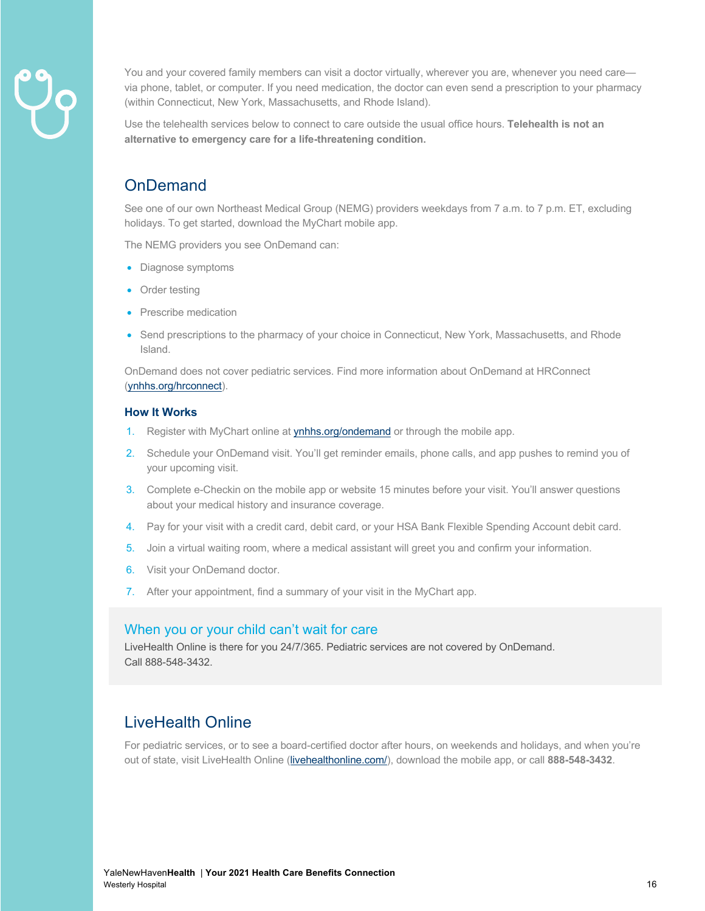You and your covered family members can visit a doctor virtually, wherever you are, whenever you need care—via phone, tablet, or computer. If you need medication, the doctor can even send a prescription to your pharmacy (within Connecticut, New York, Massachusetts, and Rhode Island).

Use the telehealth services below to connect to care outside the usual office hours. **Telehealth is not an alternative to emergency care for a life-threatening condition.**

## OnDemand

See one of our own Northeast Medical Group (NEMG) providers weekdays from 7 a.m. to 7 p.m. ET, excluding holidays. To get started, download the MyChart mobile app.

The NEMG providers you see OnDemand can:

- Diagnose symptoms
- Order testing
- Prescribe medication
- Send prescriptions to the pharmacy of your choice in Connecticut, New York, Massachusetts, and Rhode Island.

OnDemand does not cover pediatric services. Find more information about OnDemand at HRConnect (ynhhs.org/hrconnect).

### How It Works

1. Register with MyChart online at ynhhs.org/ondemand or through the mobile app.
2. Schedule your OnDemand visit. You'll get reminder emails, phone calls, and app pushes to remind you of your upcoming visit.
3. Complete e-Checkin on the mobile app or website 15 minutes before your visit. You'll answer questions about your medical history and insurance coverage.
4. Pay for your visit with a credit card, debit card, or your HSA Bank Flexible Spending Account debit card.
5. Join a virtual waiting room, where a medical assistant will greet you and confirm your information.
6. Visit your OnDemand doctor.
7. After your appointment, find a summary of your visit in the MyChart app.

### When you or your child can't wait for care

LiveHealth Online is there for you 24/7/365. Pediatric services are not covered by OnDemand. Call 888-548-3432.

## LiveHealth Online

For pediatric services, or to see a board-certified doctor after hours, on weekends and holidays, and when you're out of state, visit LiveHealth Online (livehealthonline.com/), download the mobile app, or call **888-548-3432**.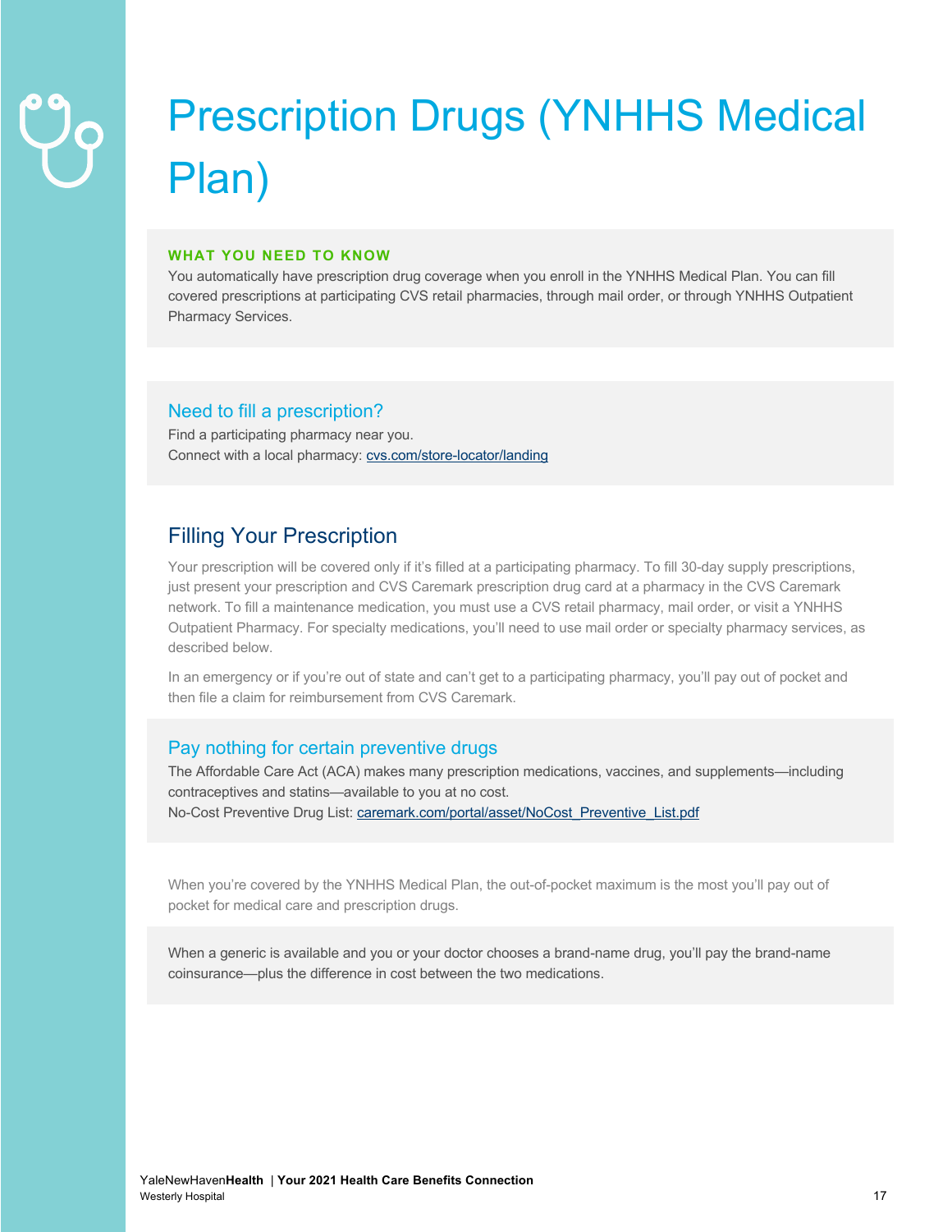# Prescription Drugs (YNHHS Medical Plan)

**WHAT YOU NEED TO KNOW**

You automatically have prescription drug coverage when you enroll in the YNHHS Medical Plan. You can fill covered prescriptions at participating CVS retail pharmacies, through mail order, or through YNHHS Outpatient Pharmacy Services.

### Need to fill a prescription?

Find a participating pharmacy near you.
Connect with a local pharmacy: cvs.com/store-locator/landing

## Filling Your Prescription

Your prescription will be covered only if it's filled at a participating pharmacy. To fill 30-day supply prescriptions, just present your prescription and CVS Caremark prescription drug card at a pharmacy in the CVS Caremark network. To fill a maintenance medication, you must use a CVS retail pharmacy, mail order, or visit a YNHHS Outpatient Pharmacy. For specialty medications, you'll need to use mail order or specialty pharmacy services, as described below.

In an emergency or if you're out of state and can't get to a participating pharmacy, you'll pay out of pocket and then file a claim for reimbursement from CVS Caremark.

### Pay nothing for certain preventive drugs

The Affordable Care Act (ACA) makes many prescription medications, vaccines, and supplements—including contraceptives and statins—available to you at no cost.
No-Cost Preventive Drug List: caremark.com/portal/asset/NoCost_Preventive_List.pdf

When you're covered by the YNHHS Medical Plan, the out-of-pocket maximum is the most you'll pay out of pocket for medical care and prescription drugs.

When a generic is available and you or your doctor chooses a brand-name drug, you'll pay the brand-name coinsurance—plus the difference in cost between the two medications.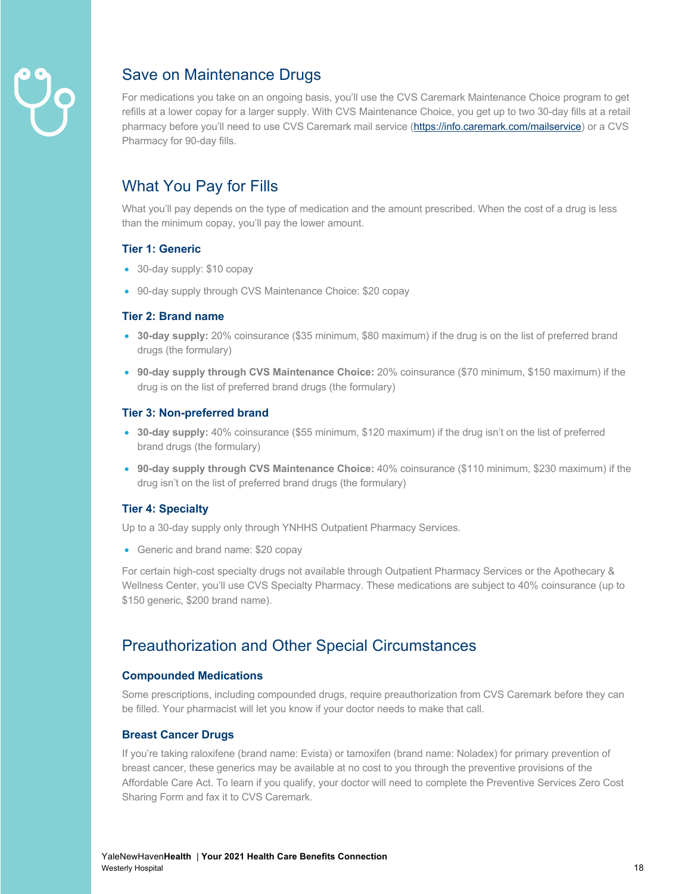## Save on Maintenance Drugs

For medications you take on an ongoing basis, you'll use the CVS Caremark Maintenance Choice program to get refills at a lower copay for a larger supply. With CVS Maintenance Choice, you get up to two 30-day fills at a retail pharmacy before you'll need to use CVS Caremark mail service (https://info.caremark.com/mailservice) or a CVS Pharmacy for 90-day fills.

## What You Pay for Fills

What you'll pay depends on the type of medication and the amount prescribed. When the cost of a drug is less than the minimum copay, you'll pay the lower amount.

### Tier 1: Generic

- 30-day supply: $10 copay
- 90-day supply through CVS Maintenance Choice: $20 copay

### Tier 2: Brand name

- **30-day supply:** 20% coinsurance ($35 minimum, $80 maximum) if the drug is on the list of preferred brand drugs (the formulary)
- **90-day supply through CVS Maintenance Choice:** 20% coinsurance ($70 minimum, $150 maximum) if the drug is on the list of preferred brand drugs (the formulary)

### Tier 3: Non-preferred brand

- **30-day supply:** 40% coinsurance ($55 minimum, $120 maximum) if the drug isn't on the list of preferred brand drugs (the formulary)
- **90-day supply through CVS Maintenance Choice:** 40% coinsurance ($110 minimum, $230 maximum) if the drug isn't on the list of preferred brand drugs (the formulary)

### Tier 4: Specialty

Up to a 30-day supply only through YNHHS Outpatient Pharmacy Services.

- Generic and brand name: $20 copay

For certain high-cost specialty drugs not available through Outpatient Pharmacy Services or the Apothecary & Wellness Center, you'll use CVS Specialty Pharmacy. These medications are subject to 40% coinsurance (up to $150 generic, $200 brand name).

## Preauthorization and Other Special Circumstances

### Compounded Medications

Some prescriptions, including compounded drugs, require preauthorization from CVS Caremark before they can be filled. Your pharmacist will let you know if your doctor needs to make that call.

### Breast Cancer Drugs

If you're taking raloxifene (brand name: Evista) or tamoxifen (brand name: Noladex) for primary prevention of breast cancer, these generics may be available at no cost to you through the preventive provisions of the Affordable Care Act. To learn if you qualify, your doctor will need to complete the Preventive Services Zero Cost Sharing Form and fax it to CVS Caremark.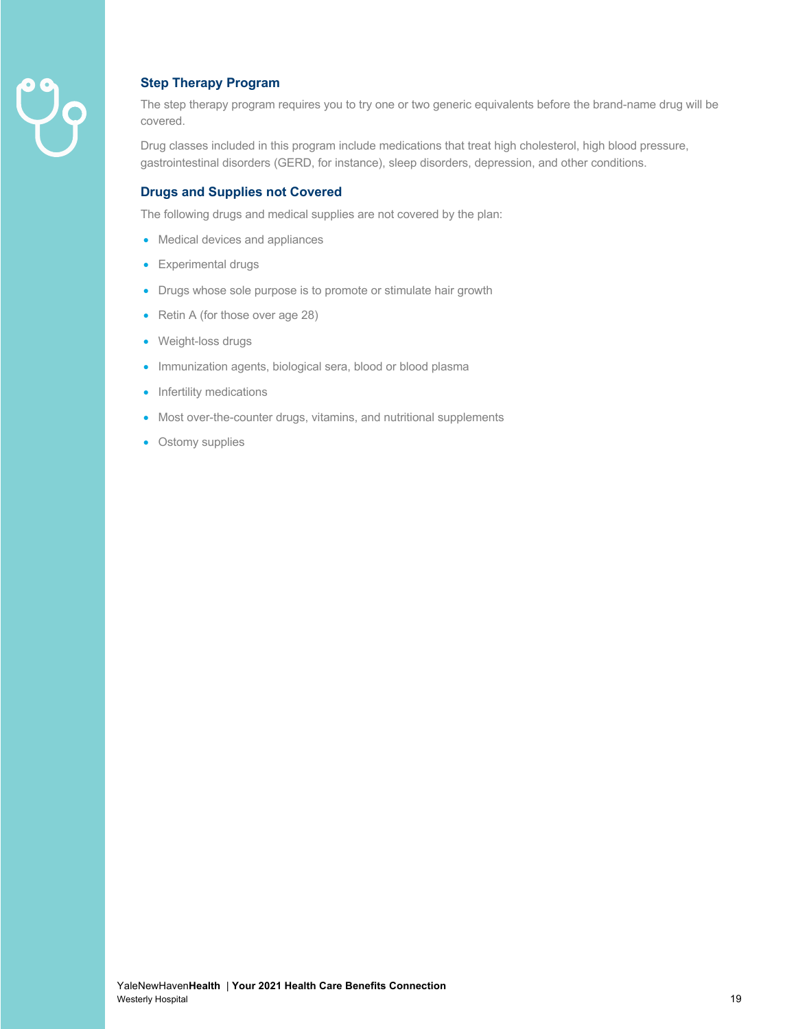### Step Therapy Program

The step therapy program requires you to try one or two generic equivalents before the brand-name drug will be covered.

Drug classes included in this program include medications that treat high cholesterol, high blood pressure, gastrointestinal disorders (GERD, for instance), sleep disorders, depression, and other conditions.

### Drugs and Supplies not Covered

The following drugs and medical supplies are not covered by the plan:

- Medical devices and appliances
- Experimental drugs
- Drugs whose sole purpose is to promote or stimulate hair growth
- Retin A (for those over age 28)
- Weight-loss drugs
- Immunization agents, biological sera, blood or blood plasma
- Infertility medications
- Most over-the-counter drugs, vitamins, and nutritional supplements
- Ostomy supplies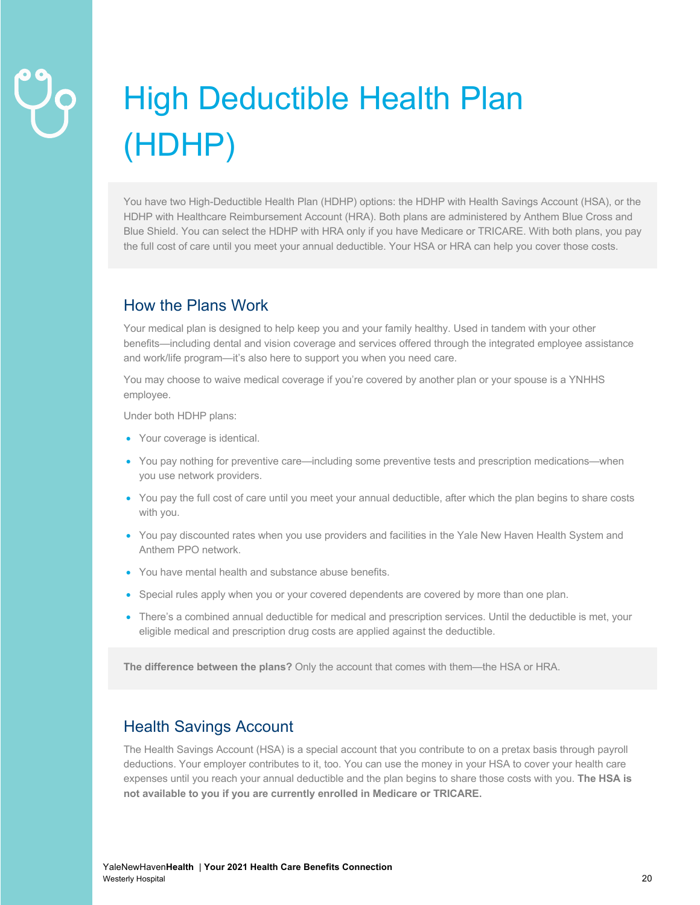# High Deductible Health Plan (HDHP)

You have two High-Deductible Health Plan (HDHP) options: the HDHP with Health Savings Account (HSA), or the HDHP with Healthcare Reimbursement Account (HRA). Both plans are administered by Anthem Blue Cross and Blue Shield. You can select the HDHP with HRA only if you have Medicare or TRICARE. With both plans, you pay the full cost of care until you meet your annual deductible. Your HSA or HRA can help you cover those costs.

## How the Plans Work

Your medical plan is designed to help keep you and your family healthy. Used in tandem with your other benefits—including dental and vision coverage and services offered through the integrated employee assistance and work/life program—it's also here to support you when you need care.

You may choose to waive medical coverage if you're covered by another plan or your spouse is a YNHHS employee.

Under both HDHP plans:

- Your coverage is identical.
- You pay nothing for preventive care—including some preventive tests and prescription medications—when you use network providers.
- You pay the full cost of care until you meet your annual deductible, after which the plan begins to share costs with you.
- You pay discounted rates when you use providers and facilities in the Yale New Haven Health System and Anthem PPO network.
- You have mental health and substance abuse benefits.
- Special rules apply when you or your covered dependents are covered by more than one plan.
- There's a combined annual deductible for medical and prescription services. Until the deductible is met, your eligible medical and prescription drug costs are applied against the deductible.

**The difference between the plans?** Only the account that comes with them—the HSA or HRA.

## Health Savings Account

The Health Savings Account (HSA) is a special account that you contribute to on a pretax basis through payroll deductions. Your employer contributes to it, too. You can use the money in your HSA to cover your health care expenses until you reach your annual deductible and the plan begins to share those costs with you. **The HSA is not available to you if you are currently enrolled in Medicare or TRICARE.**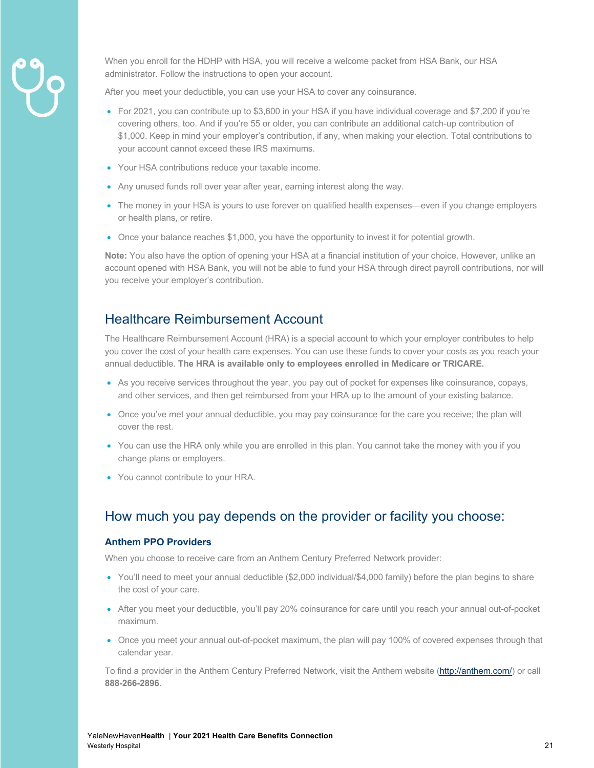When you enroll for the HDHP with HSA, you will receive a welcome packet from HSA Bank, our HSA administrator. Follow the instructions to open your account.

After you meet your deductible, you can use your HSA to cover any coinsurance.

- For 2021, you can contribute up to $3,600 in your HSA if you have individual coverage and $7,200 if you're covering others, too. And if you're 55 or older, you can contribute an additional catch-up contribution of $1,000. Keep in mind your employer's contribution, if any, when making your election. Total contributions to your account cannot exceed these IRS maximums.
- Your HSA contributions reduce your taxable income.
- Any unused funds roll over year after year, earning interest along the way.
- The money in your HSA is yours to use forever on qualified health expenses—even if you change employers or health plans, or retire.
- Once your balance reaches $1,000, you have the opportunity to invest it for potential growth.

**Note:** You also have the option of opening your HSA at a financial institution of your choice. However, unlike an account opened with HSA Bank, you will not be able to fund your HSA through direct payroll contributions, nor will you receive your employer's contribution.

## Healthcare Reimbursement Account

The Healthcare Reimbursement Account (HRA) is a special account to which your employer contributes to help you cover the cost of your health care expenses. You can use these funds to cover your costs as you reach your annual deductible. **The HRA is available only to employees enrolled in Medicare or TRICARE.**

- As you receive services throughout the year, you pay out of pocket for expenses like coinsurance, copays, and other services, and then get reimbursed from your HRA up to the amount of your existing balance.
- Once you've met your annual deductible, you may pay coinsurance for the care you receive; the plan will cover the rest.
- You can use the HRA only while you are enrolled in this plan. You cannot take the money with you if you change plans or employers.
- You cannot contribute to your HRA.

## How much you pay depends on the provider or facility you choose:

### Anthem PPO Providers

When you choose to receive care from an Anthem Century Preferred Network provider:

- You'll need to meet your annual deductible ($2,000 individual/$4,000 family) before the plan begins to share the cost of your care.
- After you meet your deductible, you'll pay 20% coinsurance for care until you reach your annual out-of-pocket maximum.
- Once you meet your annual out-of-pocket maximum, the plan will pay 100% of covered expenses through that calendar year.

To find a provider in the Anthem Century Preferred Network, visit the Anthem website (http://anthem.com/) or call **888-266-2896**.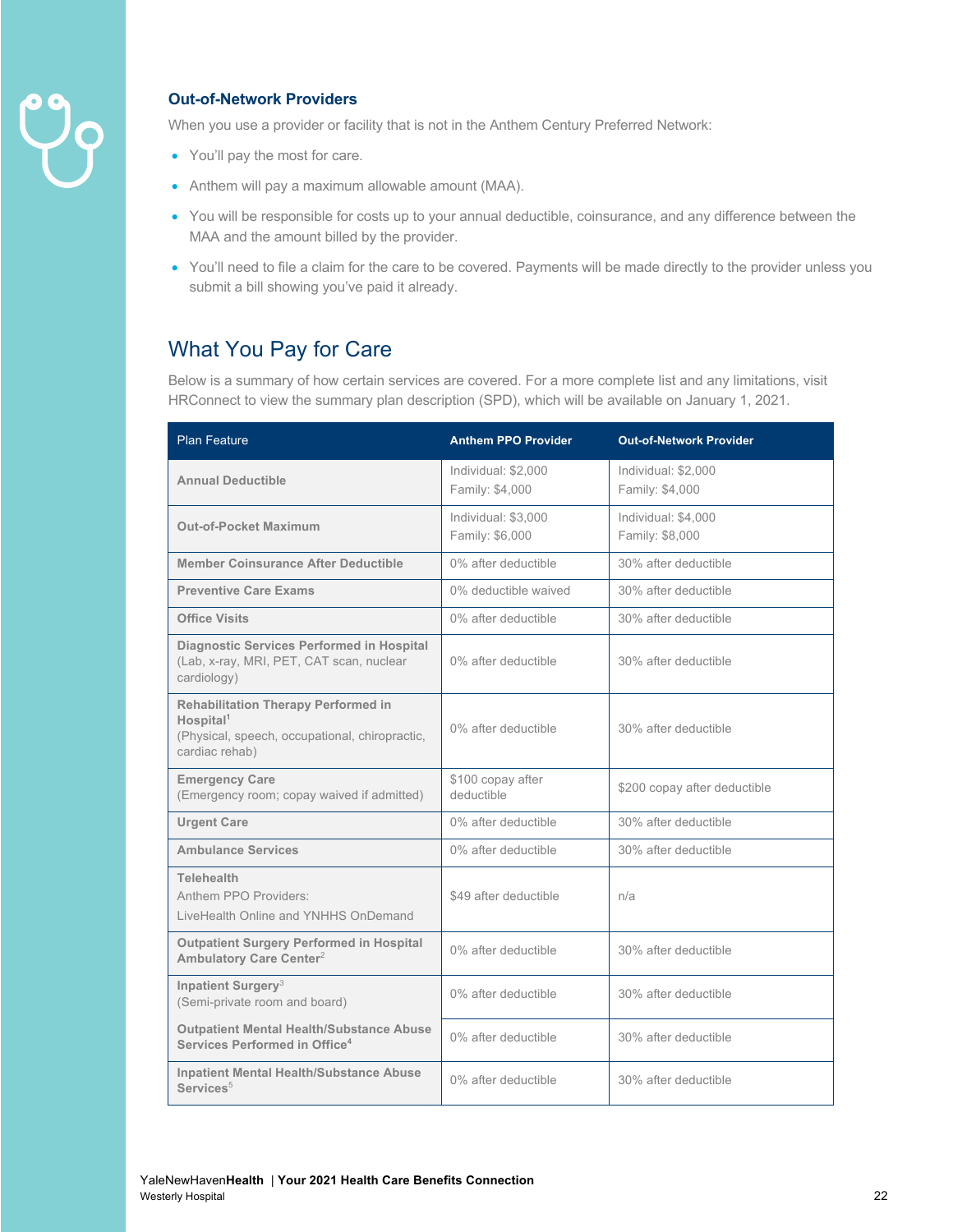### Out-of-Network Providers

When you use a provider or facility that is not in the Anthem Century Preferred Network:

- You'll pay the most for care.
- Anthem will pay a maximum allowable amount (MAA).
- You will be responsible for costs up to your annual deductible, coinsurance, and any difference between the MAA and the amount billed by the provider.
- You'll need to file a claim for the care to be covered. Payments will be made directly to the provider unless you submit a bill showing you've paid it already.

## What You Pay for Care

Below is a summary of how certain services are covered. For a more complete list and any limitations, visit HRConnect to view the summary plan description (SPD), which will be available on January 1, 2021.

| Plan Feature | Anthem PPO Provider | Out-of-Network Provider |
|---|---|---|
| **Annual Deductible** | Individual: $2,000<br>Family: $4,000 | Individual: $2,000<br>Family: $4,000 |
| **Out-of-Pocket Maximum** | Individual: $3,000<br>Family: $6,000 | Individual: $4,000<br>Family: $8,000 |
| **Member Coinsurance After Deductible** | 0% after deductible | 30% after deductible |
| **Preventive Care Exams** | 0% deductible waived | 30% after deductible |
| **Office Visits** | 0% after deductible | 30% after deductible |
| **Diagnostic Services Performed in Hospital** (Lab, x-ray, MRI, PET, CAT scan, nuclear cardiology) | 0% after deductible | 30% after deductible |
| **Rehabilitation Therapy Performed in Hospital**[1] (Physical, speech, occupational, chiropractic, cardiac rehab) | 0% after deductible | 30% after deductible |
| **Emergency Care** (Emergency room; copay waived if admitted) | $100 copay after deductible | $200 copay after deductible |
| **Urgent Care** | 0% after deductible | 30% after deductible |
| **Ambulance Services** | 0% after deductible | 30% after deductible |
| **Telehealth**<br>Anthem PPO Providers:<br>LiveHealth Online and YNHHS OnDemand | $49 after deductible | n/a |
| **Outpatient Surgery Performed in Hospital Ambulatory Care Center**[2] | 0% after deductible | 30% after deductible |
| **Inpatient Surgery**[3] (Semi-private room and board) | 0% after deductible | 30% after deductible |
| **Outpatient Mental Health/Substance Abuse Services Performed in Office**[4] | 0% after deductible | 30% after deductible |
| **Inpatient Mental Health/Substance Abuse Services**[5] | 0% after deductible | 30% after deductible |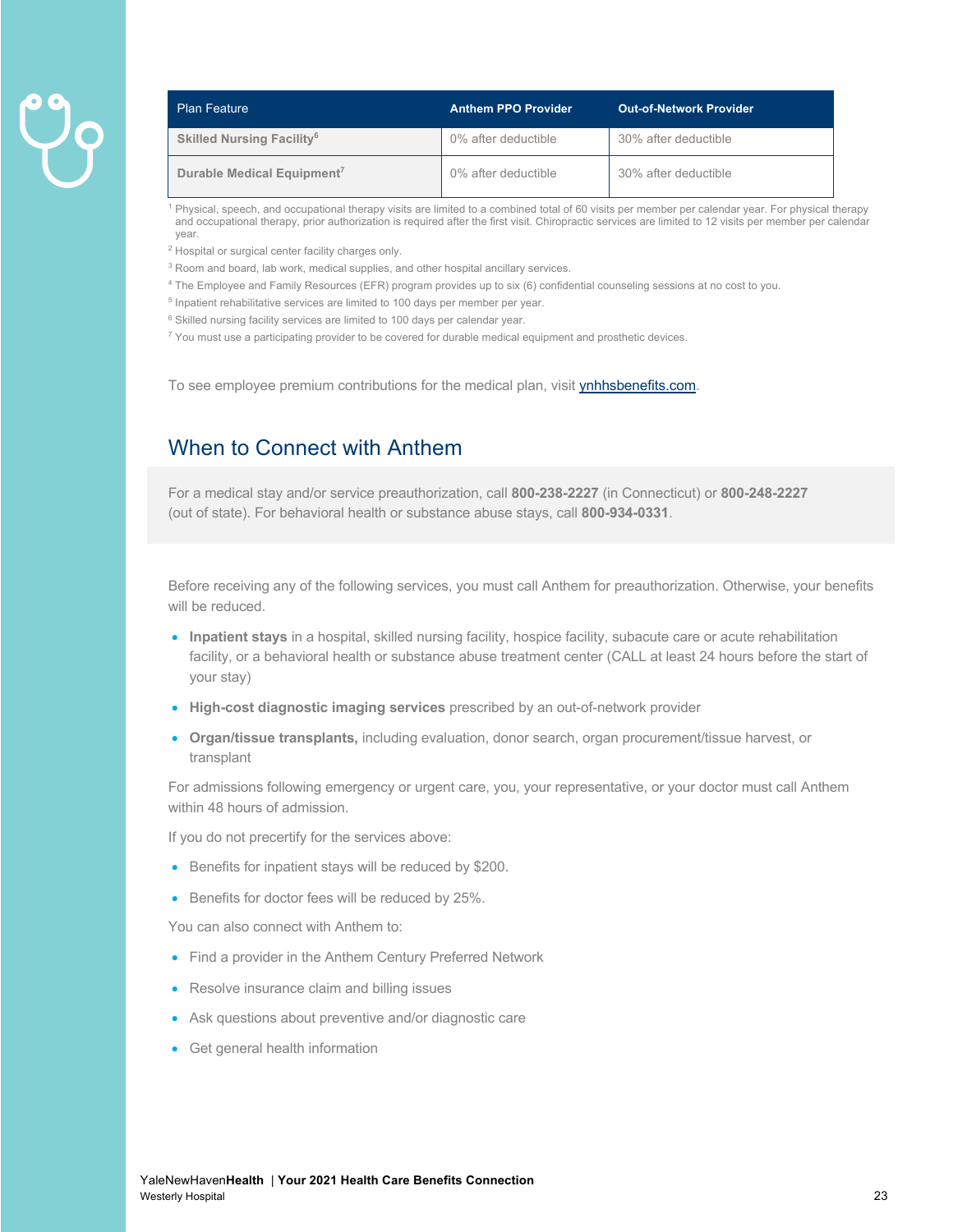| Plan Feature | Anthem PPO Provider | Out-of-Network Provider |
| --- | --- | --- |
| **Skilled Nursing Facility**[6] | 0% after deductible | 30% after deductible |
| **Durable Medical Equipment**[7] | 0% after deductible | 30% after deductible |

[1] Physical, speech, and occupational therapy visits are limited to a combined total of 60 visits per member per calendar year. For physical therapy and occupational therapy, prior authorization is required after the first visit. Chiropractic services are limited to 12 visits per member per calendar year.

[2] Hospital or surgical center facility charges only.

[3] Room and board, lab work, medical supplies, and other hospital ancillary services.

[4] The Employee and Family Resources (EFR) program provides up to six (6) confidential counseling sessions at no cost to you.

[5] Inpatient rehabilitative services are limited to 100 days per member per year.

[6] Skilled nursing facility services are limited to 100 days per calendar year.

[7] You must use a participating provider to be covered for durable medical equipment and prosthetic devices.

To see employee premium contributions for the medical plan, visit [ynhhsbenefits.com](ynhhsbenefits.com).

## When to Connect with Anthem

For a medical stay and/or service preauthorization, call **800-238-2227** (in Connecticut) or **800-248-2227** (out of state). For behavioral health or substance abuse stays, call **800-934-0331**.

Before receiving any of the following services, you must call Anthem for preauthorization. Otherwise, your benefits will be reduced.

- **Inpatient stays** in a hospital, skilled nursing facility, hospice facility, subacute care or acute rehabilitation facility, or a behavioral health or substance abuse treatment center (CALL at least 24 hours before the start of your stay)
- **High-cost diagnostic imaging services** prescribed by an out-of-network provider
- **Organ/tissue transplants,** including evaluation, donor search, organ procurement/tissue harvest, or transplant

For admissions following emergency or urgent care, you, your representative, or your doctor must call Anthem within 48 hours of admission.

If you do not precertify for the services above:

- Benefits for inpatient stays will be reduced by $200.
- Benefits for doctor fees will be reduced by 25%.

You can also connect with Anthem to:

- Find a provider in the Anthem Century Preferred Network
- Resolve insurance claim and billing issues
- Ask questions about preventive and/or diagnostic care
- Get general health information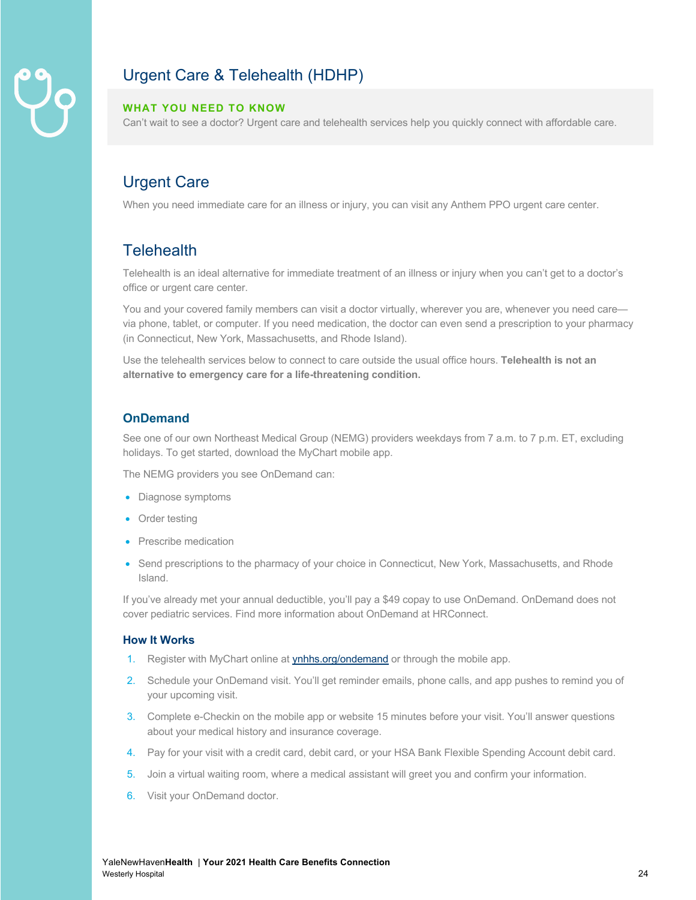# Urgent Care & Telehealth (HDHP)

**WHAT YOU NEED TO KNOW**

Can't wait to see a doctor? Urgent care and telehealth services help you quickly connect with affordable care.

## Urgent Care

When you need immediate care for an illness or injury, you can visit any Anthem PPO urgent care center.

## Telehealth

Telehealth is an ideal alternative for immediate treatment of an illness or injury when you can't get to a doctor's office or urgent care center.

You and your covered family members can visit a doctor virtually, wherever you are, whenever you need care—via phone, tablet, or computer. If you need medication, the doctor can even send a prescription to your pharmacy (in Connecticut, New York, Massachusetts, and Rhode Island).

Use the telehealth services below to connect to care outside the usual office hours. **Telehealth is not an alternative to emergency care for a life-threatening condition.**

### OnDemand

See one of our own Northeast Medical Group (NEMG) providers weekdays from 7 a.m. to 7 p.m. ET, excluding holidays. To get started, download the MyChart mobile app.

The NEMG providers you see OnDemand can:

- Diagnose symptoms
- Order testing
- Prescribe medication
- Send prescriptions to the pharmacy of your choice in Connecticut, New York, Massachusetts, and Rhode Island.

If you've already met your annual deductible, you'll pay a $49 copay to use OnDemand. OnDemand does not cover pediatric services. Find more information about OnDemand at HRConnect.

#### How It Works

1. Register with MyChart online at ynhhs.org/ondemand or through the mobile app.
2. Schedule your OnDemand visit. You'll get reminder emails, phone calls, and app pushes to remind you of your upcoming visit.
3. Complete e-Checkin on the mobile app or website 15 minutes before your visit. You'll answer questions about your medical history and insurance coverage.
4. Pay for your visit with a credit card, debit card, or your HSA Bank Flexible Spending Account debit card.
5. Join a virtual waiting room, where a medical assistant will greet you and confirm your information.
6. Visit your OnDemand doctor.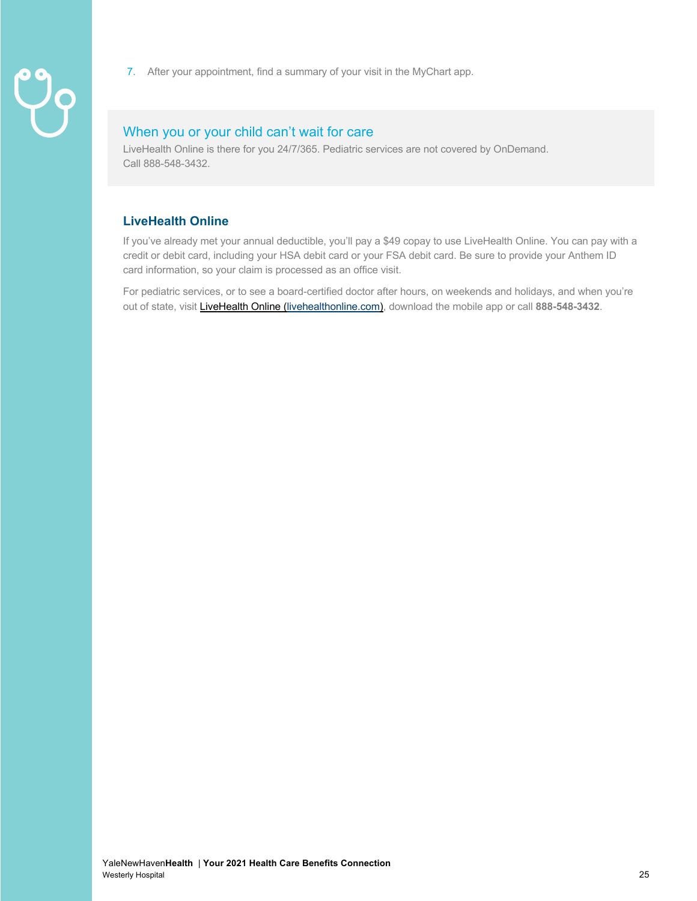7. After your appointment, find a summary of your visit in the MyChart app.

## When you or your child can't wait for care

LiveHealth Online is there for you 24/7/365. Pediatric services are not covered by OnDemand. Call 888-548-3432.

### LiveHealth Online

If you've already met your annual deductible, you'll pay a $49 copay to use LiveHealth Online. You can pay with a credit or debit card, including your HSA debit card or your FSA debit card. Be sure to provide your Anthem ID card information, so your claim is processed as an office visit.

For pediatric services, or to see a board-certified doctor after hours, on weekends and holidays, and when you're out of state, visit LiveHealth Online (livehealthonline.com), download the mobile app or call **888-548-3432**.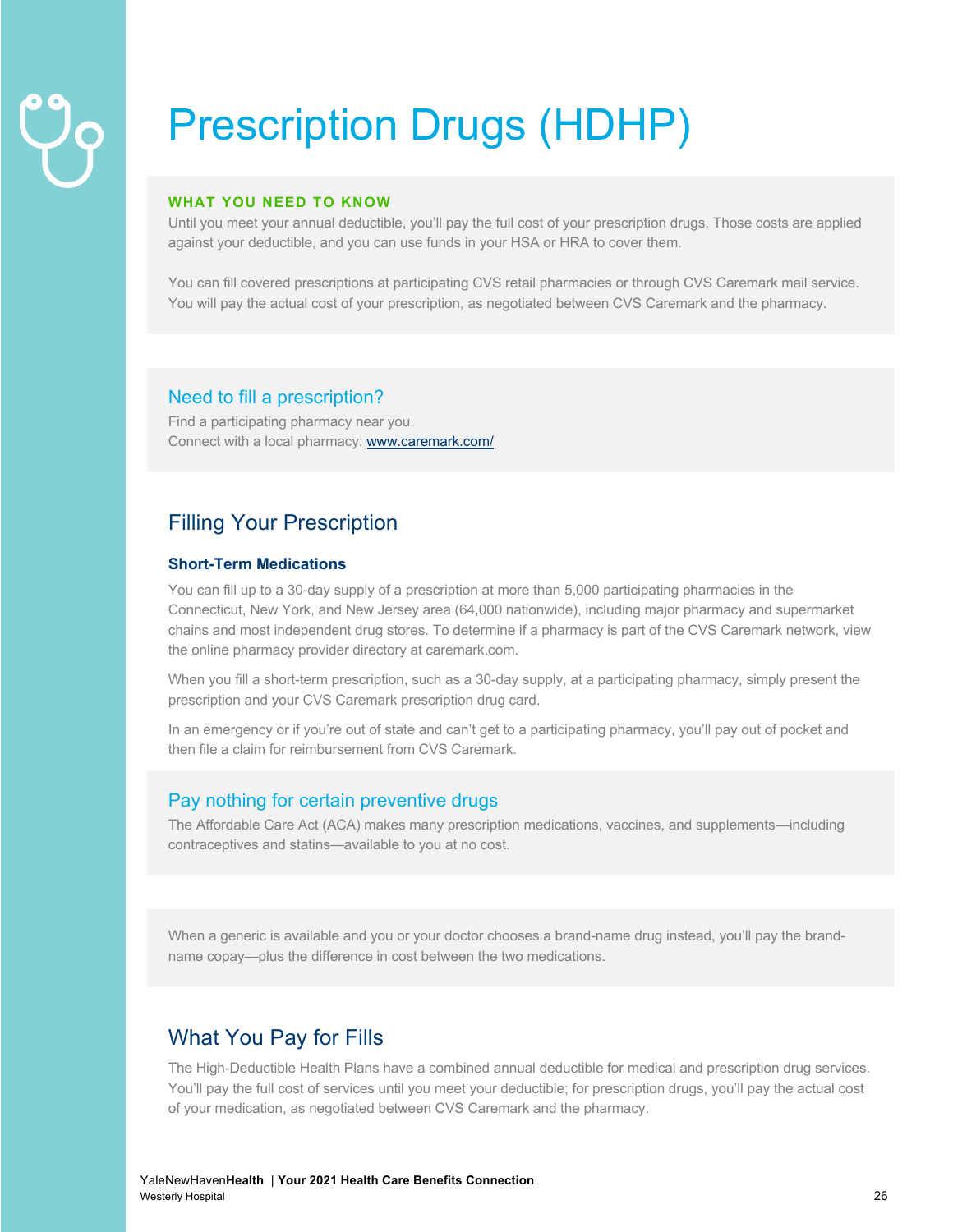# Prescription Drugs (HDHP)

**WHAT YOU NEED TO KNOW**

Until you meet your annual deductible, you'll pay the full cost of your prescription drugs. Those costs are applied against your deductible, and you can use funds in your HSA or HRA to cover them.

You can fill covered prescriptions at participating CVS retail pharmacies or through CVS Caremark mail service. You will pay the actual cost of your prescription, as negotiated between CVS Caremark and the pharmacy.

### Need to fill a prescription?

Find a participating pharmacy near you.
Connect with a local pharmacy: [www.caremark.com/](www.caremark.com/)

## Filling Your Prescription

### Short-Term Medications

You can fill up to a 30-day supply of a prescription at more than 5,000 participating pharmacies in the Connecticut, New York, and New Jersey area (64,000 nationwide), including major pharmacy and supermarket chains and most independent drug stores. To determine if a pharmacy is part of the CVS Caremark network, view the online pharmacy provider directory at caremark.com.

When you fill a short-term prescription, such as a 30-day supply, at a participating pharmacy, simply present the prescription and your CVS Caremark prescription drug card.

In an emergency or if you're out of state and can't get to a participating pharmacy, you'll pay out of pocket and then file a claim for reimbursement from CVS Caremark.

### Pay nothing for certain preventive drugs

The Affordable Care Act (ACA) makes many prescription medications, vaccines, and supplements—including contraceptives and statins—available to you at no cost.

When a generic is available and you or your doctor chooses a brand-name drug instead, you'll pay the brand-name copay—plus the difference in cost between the two medications.

## What You Pay for Fills

The High-Deductible Health Plans have a combined annual deductible for medical and prescription drug services. You'll pay the full cost of services until you meet your deductible; for prescription drugs, you'll pay the actual cost of your medication, as negotiated between CVS Caremark and the pharmacy.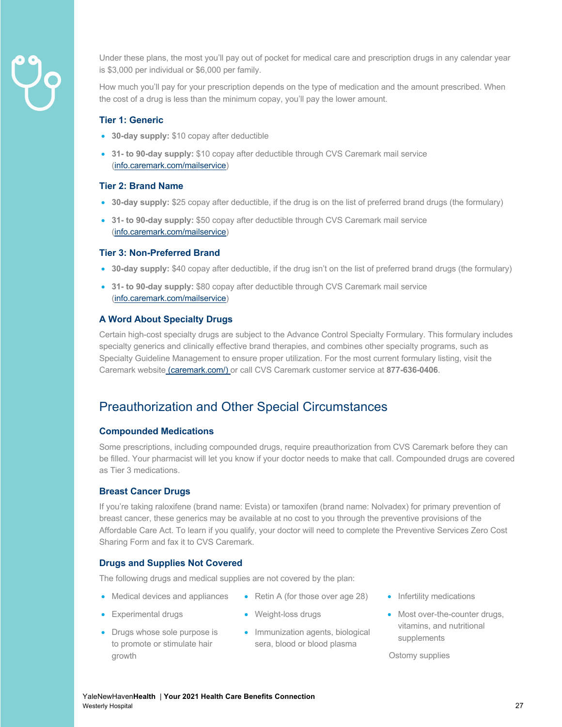Under these plans, the most you'll pay out of pocket for medical care and prescription drugs in any calendar year is $3,000 per individual or $6,000 per family.

How much you'll pay for your prescription depends on the type of medication and the amount prescribed. When the cost of a drug is less than the minimum copay, you'll pay the lower amount.

### Tier 1: Generic

- **30-day supply:** $10 copay after deductible
- **31- to 90-day supply:** $10 copay after deductible through CVS Caremark mail service (info.caremark.com/mailservice)

### Tier 2: Brand Name

- **30-day supply:** $25 copay after deductible, if the drug is on the list of preferred brand drugs (the formulary)
- **31- to 90-day supply:** $50 copay after deductible through CVS Caremark mail service (info.caremark.com/mailservice)

### Tier 3: Non-Preferred Brand

- **30-day supply:** $40 copay after deductible, if the drug isn't on the list of preferred brand drugs (the formulary)
- **31- to 90-day supply:** $80 copay after deductible through CVS Caremark mail service (info.caremark.com/mailservice)

### A Word About Specialty Drugs

Certain high-cost specialty drugs are subject to the Advance Control Specialty Formulary. This formulary includes specialty generics and clinically effective brand therapies, and combines other specialty programs, such as Specialty Guideline Management to ensure proper utilization. For the most current formulary listing, visit the Caremark website (caremark.com/) or call CVS Caremark customer service at **877-636-0406**.

## Preauthorization and Other Special Circumstances

### Compounded Medications

Some prescriptions, including compounded drugs, require preauthorization from CVS Caremark before they can be filled. Your pharmacist will let you know if your doctor needs to make that call. Compounded drugs are covered as Tier 3 medications.

### Breast Cancer Drugs

If you're taking raloxifene (brand name: Evista) or tamoxifen (brand name: Nolvadex) for primary prevention of breast cancer, these generics may be available at no cost to you through the preventive provisions of the Affordable Care Act. To learn if you qualify, your doctor will need to complete the Preventive Services Zero Cost Sharing Form and fax it to CVS Caremark.

### Drugs and Supplies Not Covered

The following drugs and medical supplies are not covered by the plan:

- Medical devices and appliances
- Experimental drugs
- Drugs whose sole purpose is to promote or stimulate hair growth
- Retin A (for those over age 28)
- Weight-loss drugs
- Immunization agents, biological sera, blood or blood plasma
- Infertility medications
- Most over-the-counter drugs, vitamins, and nutritional supplements

Ostomy supplies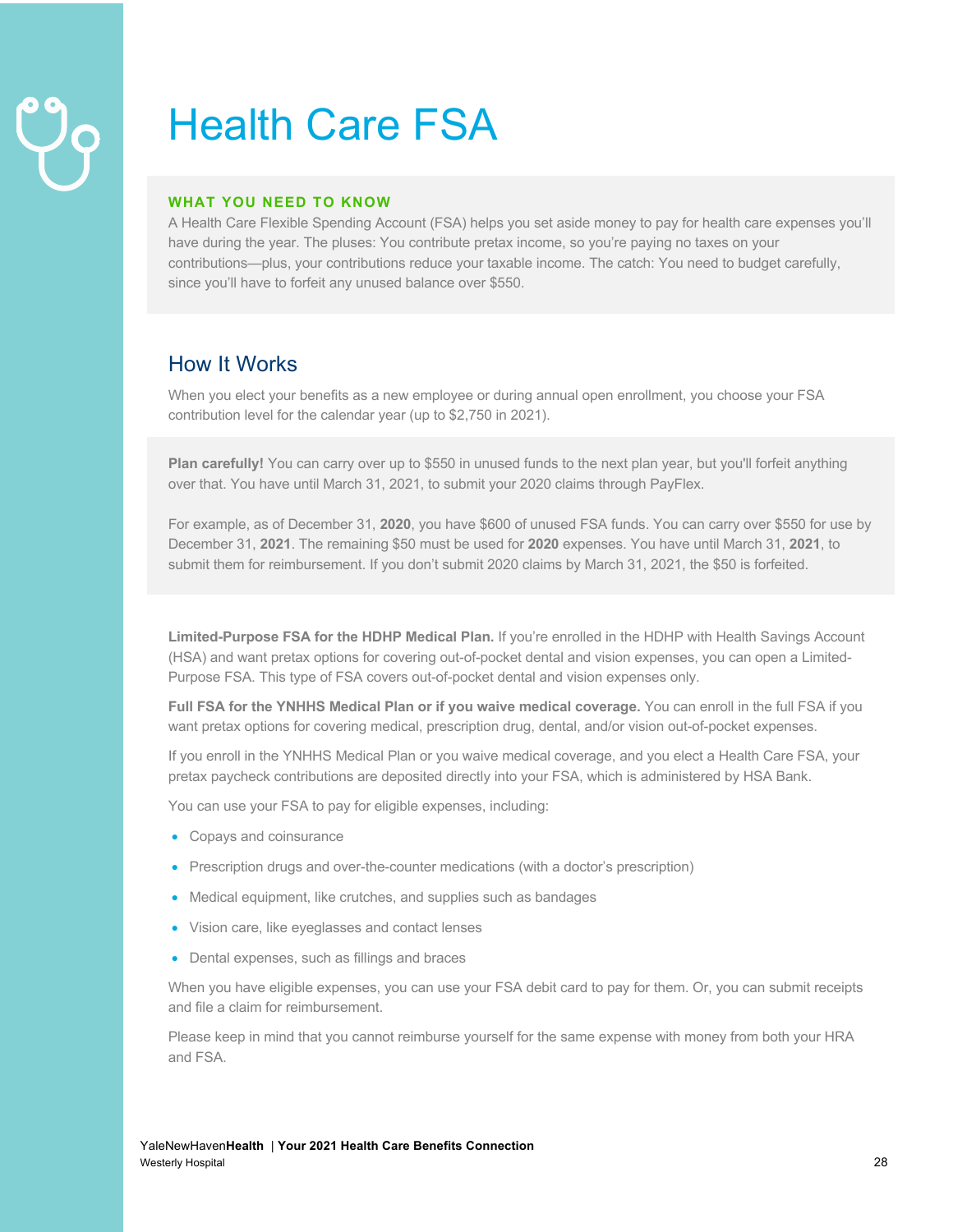# Health Care FSA

**WHAT YOU NEED TO KNOW**

A Health Care Flexible Spending Account (FSA) helps you set aside money to pay for health care expenses you'll have during the year. The pluses: You contribute pretax income, so you're paying no taxes on your contributions—plus, your contributions reduce your taxable income. The catch: You need to budget carefully, since you'll have to forfeit any unused balance over $550.

## How It Works

When you elect your benefits as a new employee or during annual open enrollment, you choose your FSA contribution level for the calendar year (up to $2,750 in 2021).

**Plan carefully!** You can carry over up to $550 in unused funds to the next plan year, but you'll forfeit anything over that. You have until March 31, 2021, to submit your 2020 claims through PayFlex.

For example, as of December 31, **2020**, you have $600 of unused FSA funds. You can carry over $550 for use by December 31, **2021**. The remaining $50 must be used for **2020** expenses. You have until March 31, **2021**, to submit them for reimbursement. If you don't submit 2020 claims by March 31, 2021, the $50 is forfeited.

**Limited-Purpose FSA for the HDHP Medical Plan.** If you're enrolled in the HDHP with Health Savings Account (HSA) and want pretax options for covering out-of-pocket dental and vision expenses, you can open a Limited-Purpose FSA. This type of FSA covers out-of-pocket dental and vision expenses only.

**Full FSA for the YNHHS Medical Plan or if you waive medical coverage.** You can enroll in the full FSA if you want pretax options for covering medical, prescription drug, dental, and/or vision out-of-pocket expenses.

If you enroll in the YNHHS Medical Plan or you waive medical coverage, and you elect a Health Care FSA, your pretax paycheck contributions are deposited directly into your FSA, which is administered by HSA Bank.

You can use your FSA to pay for eligible expenses, including:

- Copays and coinsurance
- Prescription drugs and over-the-counter medications (with a doctor's prescription)
- Medical equipment, like crutches, and supplies such as bandages
- Vision care, like eyeglasses and contact lenses
- Dental expenses, such as fillings and braces

When you have eligible expenses, you can use your FSA debit card to pay for them. Or, you can submit receipts and file a claim for reimbursement.

Please keep in mind that you cannot reimburse yourself for the same expense with money from both your HRA and FSA.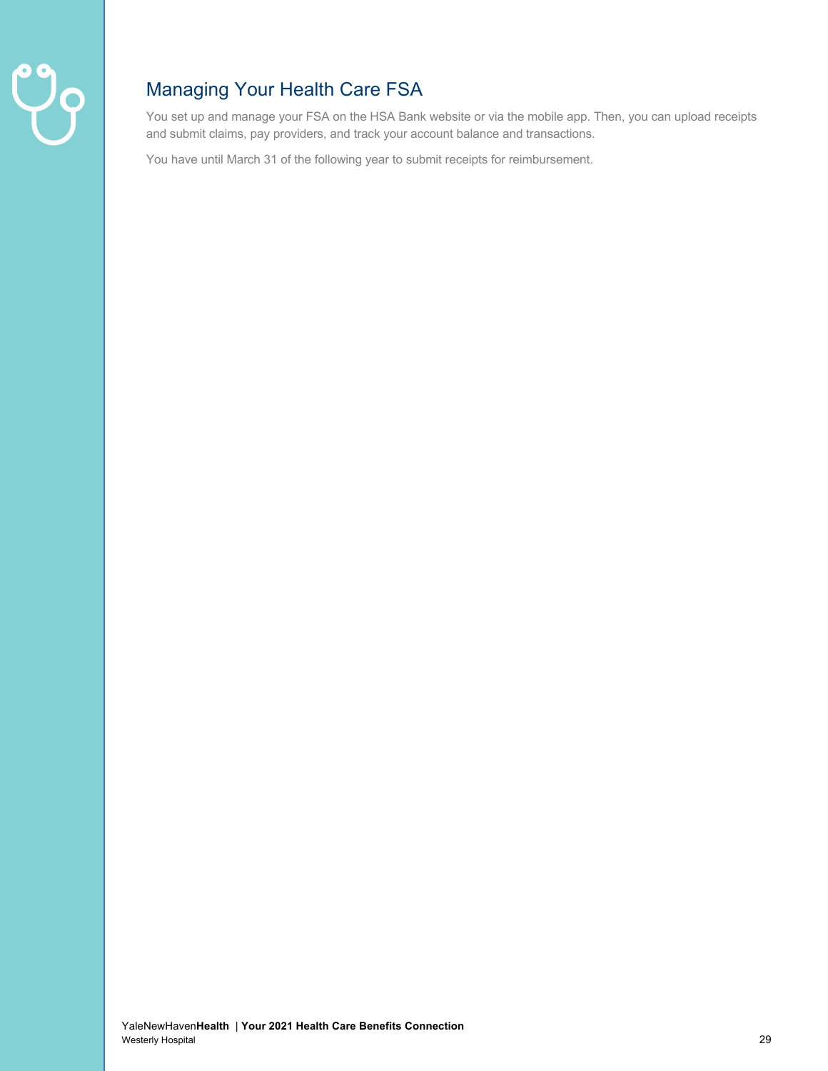## Managing Your Health Care FSA

You set up and manage your FSA on the HSA Bank website or via the mobile app. Then, you can upload receipts and submit claims, pay providers, and track your account balance and transactions.

You have until March 31 of the following year to submit receipts for reimbursement.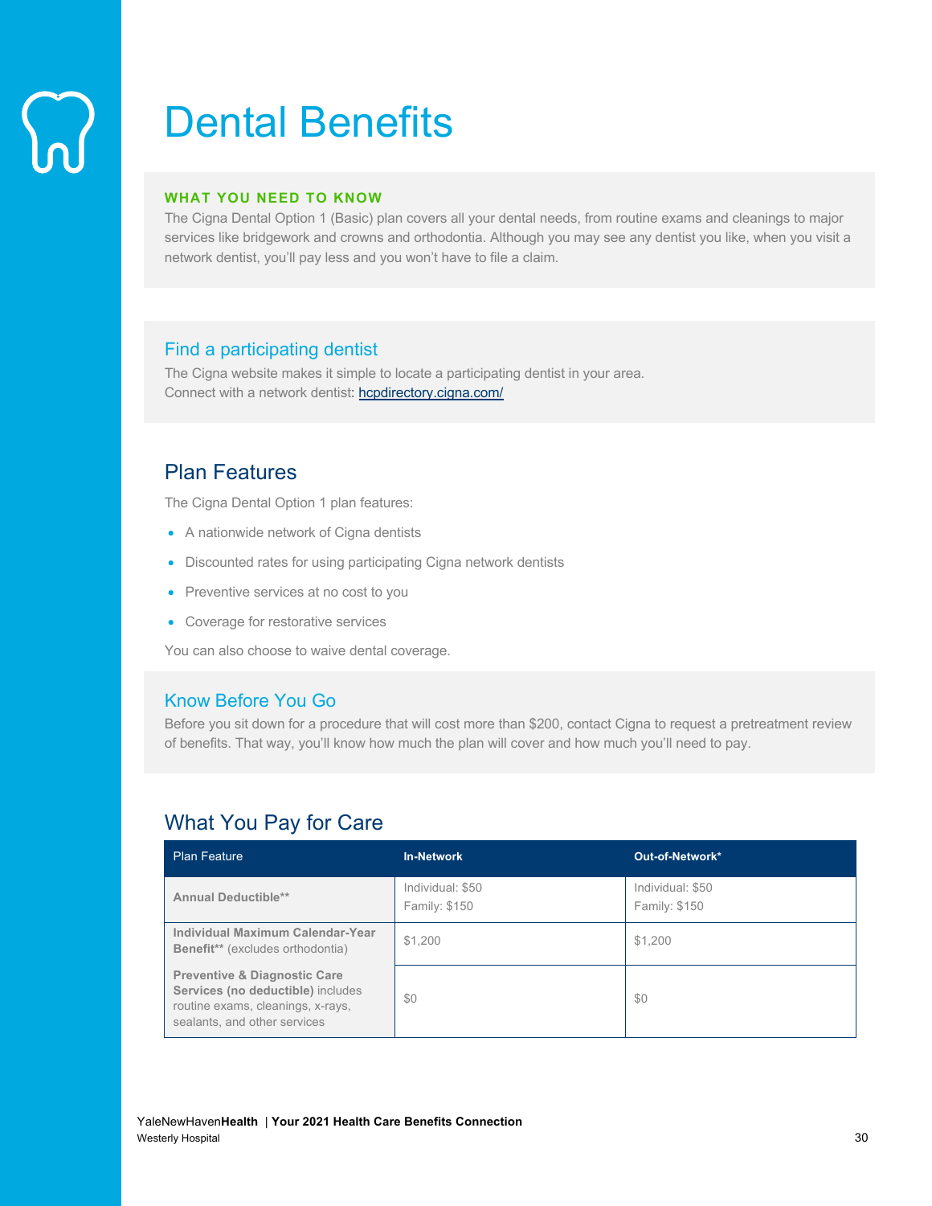# Dental Benefits

**WHAT YOU NEED TO KNOW**

The Cigna Dental Option 1 (Basic) plan covers all your dental needs, from routine exams and cleanings to major services like bridgework and crowns and orthodontia. Although you may see any dentist you like, when you visit a network dentist, you'll pay less and you won't have to file a claim.

### Find a participating dentist

The Cigna website makes it simple to locate a participating dentist in your area.
Connect with a network dentist: hcpdirectory.cigna.com/

## Plan Features

The Cigna Dental Option 1 plan features:

- A nationwide network of Cigna dentists
- Discounted rates for using participating Cigna network dentists
- Preventive services at no cost to you
- Coverage for restorative services

You can also choose to waive dental coverage.

### Know Before You Go

Before you sit down for a procedure that will cost more than $200, contact Cigna to request a pretreatment review of benefits. That way, you'll know how much the plan will cover and how much you'll need to pay.

## What You Pay for Care

| Plan Feature | In-Network | Out-of-Network* |
|---|---|---|
| **Annual Deductible**** | Individual: $50<br>Family: $150 | Individual: $50<br>Family: $150 |
| **Individual Maximum Calendar-Year Benefit**** (excludes orthodontia) | $1,200 | $1,200 |
| **Preventive & Diagnostic Care Services (no deductible)** includes routine exams, cleanings, x-rays, sealants, and other services | $0 | $0 |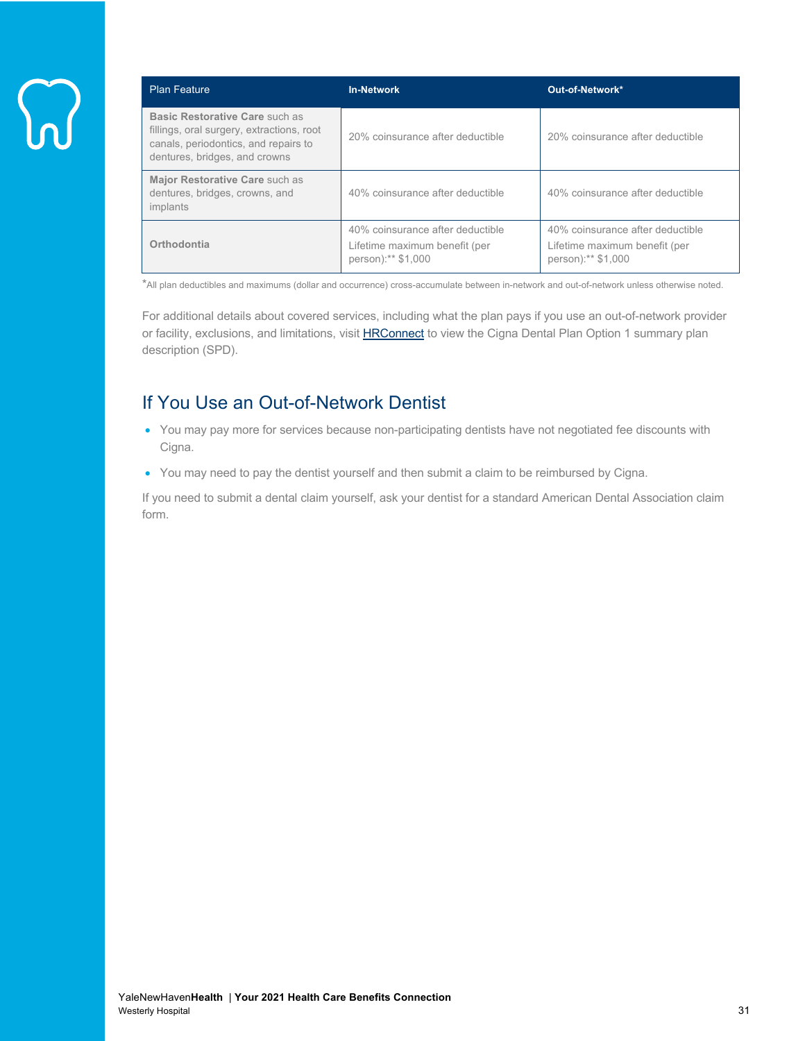| Plan Feature | In-Network | Out-of-Network* |
| --- | --- | --- |
| **Basic Restorative Care** such as fillings, oral surgery, extractions, root canals, periodontics, and repairs to dentures, bridges, and crowns | 20% coinsurance after deductible | 20% coinsurance after deductible |
| **Major Restorative Care** such as dentures, bridges, crowns, and implants | 40% coinsurance after deductible | 40% coinsurance after deductible |
| **Orthodontia** | 40% coinsurance after deductible<br>Lifetime maximum benefit (per person):** $1,000 | 40% coinsurance after deductible<br>Lifetime maximum benefit (per person):** $1,000 |

*All plan deductibles and maximums (dollar and occurrence) cross-accumulate between in-network and out-of-network unless otherwise noted.

For additional details about covered services, including what the plan pays if you use an out-of-network provider or facility, exclusions, and limitations, visit HRConnect to view the Cigna Dental Plan Option 1 summary plan description (SPD).

## If You Use an Out-of-Network Dentist

- You may pay more for services because non-participating dentists have not negotiated fee discounts with Cigna.
- You may need to pay the dentist yourself and then submit a claim to be reimbursed by Cigna.

If you need to submit a dental claim yourself, ask your dentist for a standard American Dental Association claim form.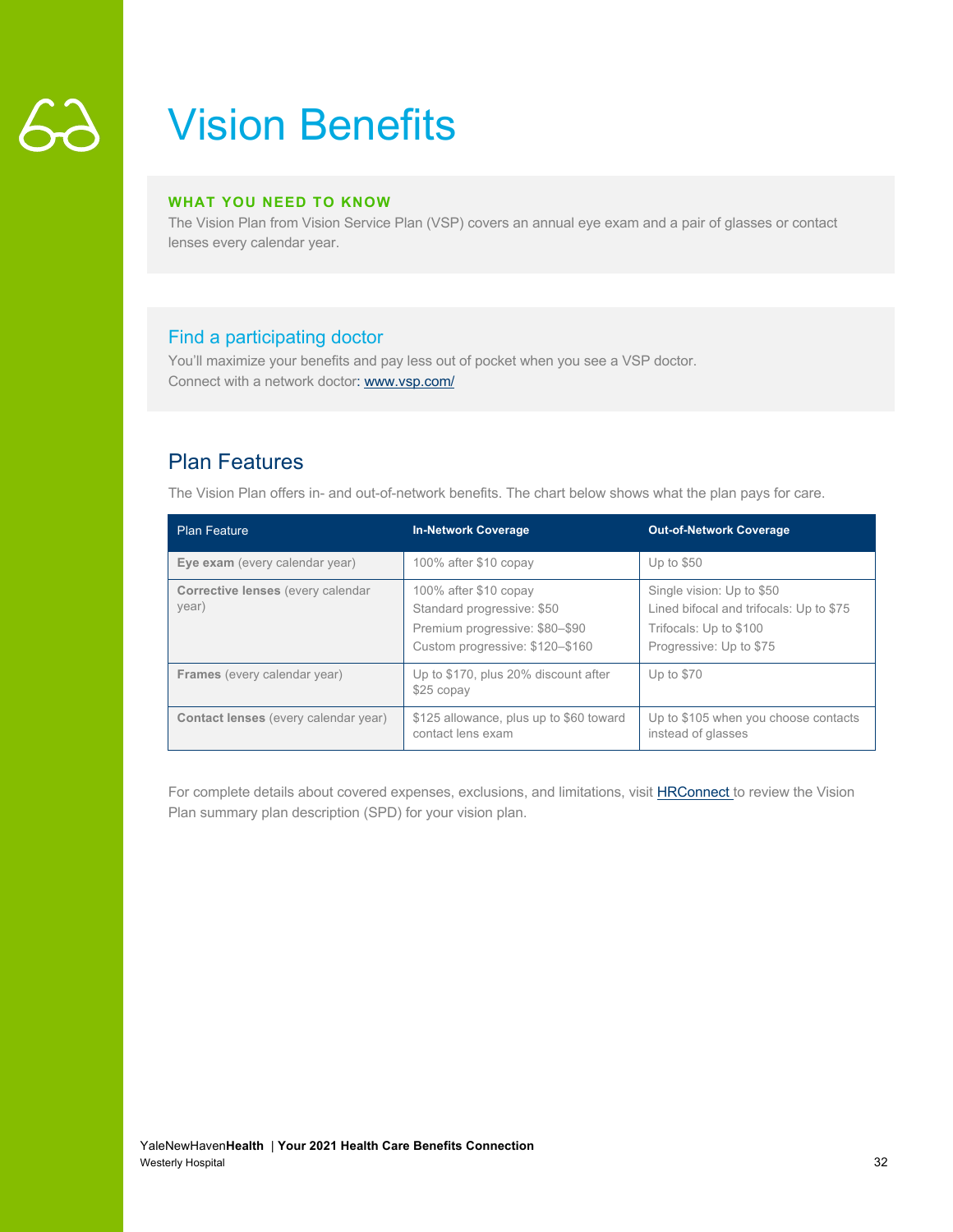# Vision Benefits

**WHAT YOU NEED TO KNOW**

The Vision Plan from Vision Service Plan (VSP) covers an annual eye exam and a pair of glasses or contact lenses every calendar year.

## Find a participating doctor

You'll maximize your benefits and pay less out of pocket when you see a VSP doctor.
Connect with a network doctor: www.vsp.com/

## Plan Features

The Vision Plan offers in- and out-of-network benefits. The chart below shows what the plan pays for care.

| Plan Feature | In-Network Coverage | Out-of-Network Coverage |
|---|---|---|
| **Eye exam** (every calendar year) | 100% after $10 copay | Up to $50 |
| **Corrective lenses** (every calendar year) | 100% after $10 copay<br>Standard progressive: $50<br>Premium progressive: $80–$90<br>Custom progressive: $120–$160 | Single vision: Up to $50<br>Lined bifocal and trifocals: Up to $75<br>Trifocals: Up to $100<br>Progressive: Up to $75 |
| **Frames** (every calendar year) | Up to $170, plus 20% discount after $25 copay | Up to $70 |
| **Contact lenses** (every calendar year) | $125 allowance, plus up to $60 toward contact lens exam | Up to $105 when you choose contacts instead of glasses |

For complete details about covered expenses, exclusions, and limitations, visit HRConnect to review the Vision Plan summary plan description (SPD) for your vision plan.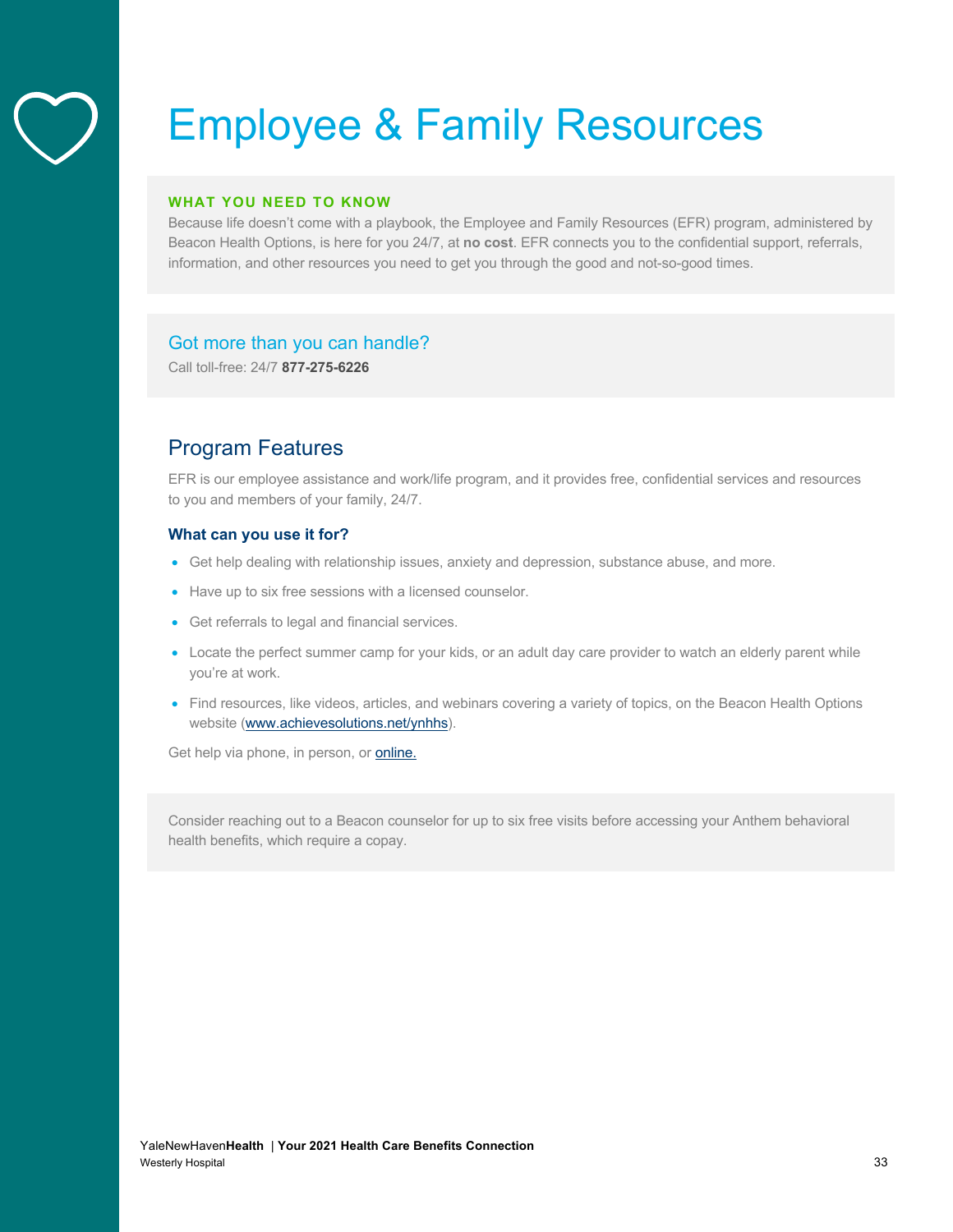# Employee & Family Resources

**WHAT YOU NEED TO KNOW**

Because life doesn't come with a playbook, the Employee and Family Resources (EFR) program, administered by Beacon Health Options, is here for you 24/7, at **no cost**. EFR connects you to the confidential support, referrals, information, and other resources you need to get you through the good and not-so-good times.

### Got more than you can handle?

Call toll-free: 24/7 **877-275-6226**

## Program Features

EFR is our employee assistance and work/life program, and it provides free, confidential services and resources to you and members of your family, 24/7.

### What can you use it for?

- Get help dealing with relationship issues, anxiety and depression, substance abuse, and more.
- Have up to six free sessions with a licensed counselor.
- Get referrals to legal and financial services.
- Locate the perfect summer camp for your kids, or an adult day care provider to watch an elderly parent while you're at work.
- Find resources, like videos, articles, and webinars covering a variety of topics, on the Beacon Health Options website (www.achievesolutions.net/ynhhs).

Get help via phone, in person, or online.

Consider reaching out to a Beacon counselor for up to six free visits before accessing your Anthem behavioral health benefits, which require a copay.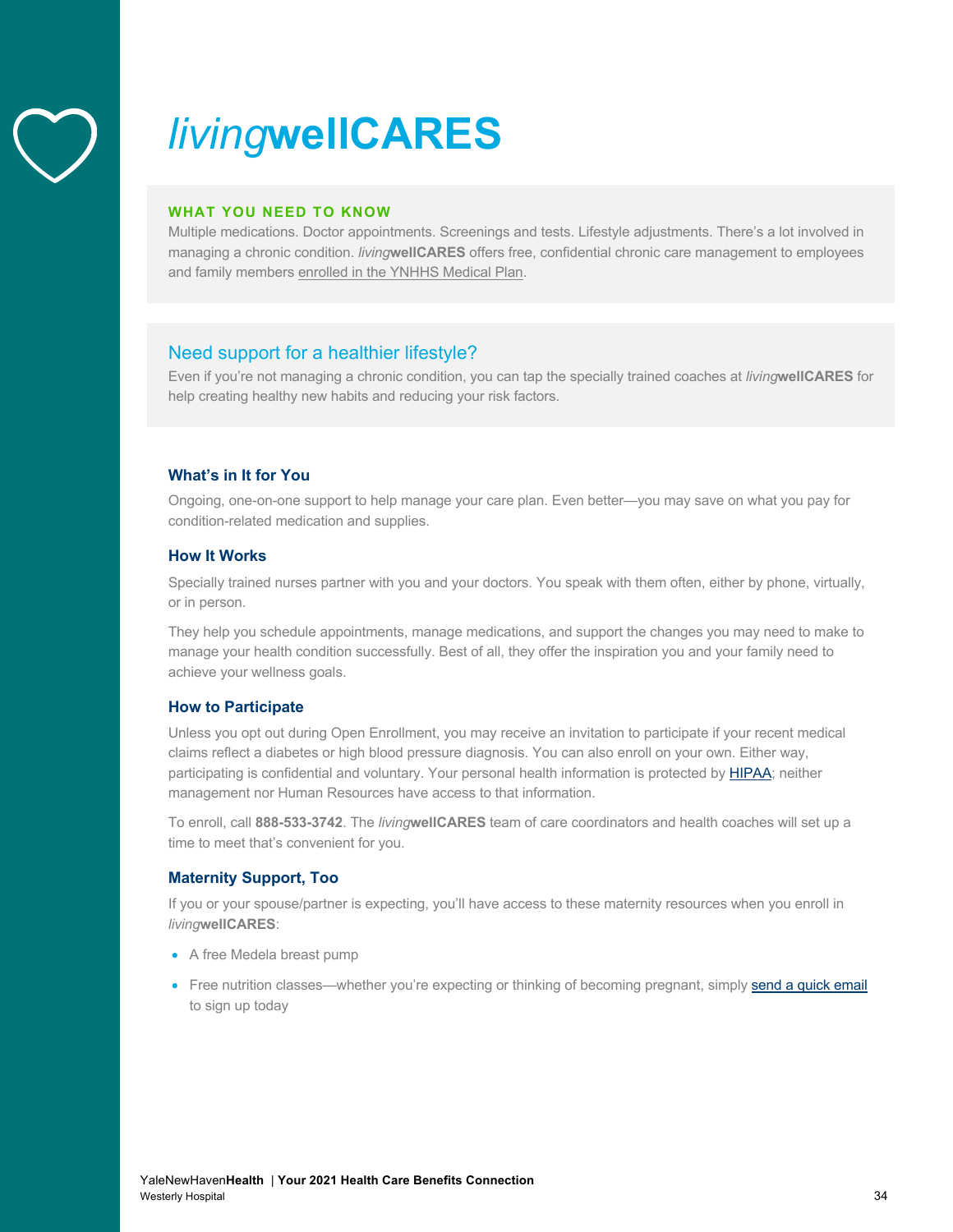# *living*wellCARES

**WHAT YOU NEED TO KNOW**

Multiple medications. Doctor appointments. Screenings and tests. Lifestyle adjustments. There's a lot involved in managing a chronic condition. *living***wellCARES** offers free, confidential chronic care management to employees and family members enrolled in the YNHHS Medical Plan.

## Need support for a healthier lifestyle?

Even if you're not managing a chronic condition, you can tap the specially trained coaches at *living***wellCARES** for help creating healthy new habits and reducing your risk factors.

### What's in It for You

Ongoing, one-on-one support to help manage your care plan. Even better—you may save on what you pay for condition-related medication and supplies.

### How It Works

Specially trained nurses partner with you and your doctors. You speak with them often, either by phone, virtually, or in person.

They help you schedule appointments, manage medications, and support the changes you may need to make to manage your health condition successfully. Best of all, they offer the inspiration you and your family need to achieve your wellness goals.

### How to Participate

Unless you opt out during Open Enrollment, you may receive an invitation to participate if your recent medical claims reflect a diabetes or high blood pressure diagnosis. You can also enroll on your own. Either way, participating is confidential and voluntary. Your personal health information is protected by HIPAA; neither management nor Human Resources have access to that information.

To enroll, call **888-533-3742**. The *living***wellCARES** team of care coordinators and health coaches will set up a time to meet that's convenient for you.

### Maternity Support, Too

If you or your spouse/partner is expecting, you'll have access to these maternity resources when you enroll in *living***wellCARES**:

- A free Medela breast pump
- Free nutrition classes—whether you're expecting or thinking of becoming pregnant, simply send a quick email to sign up today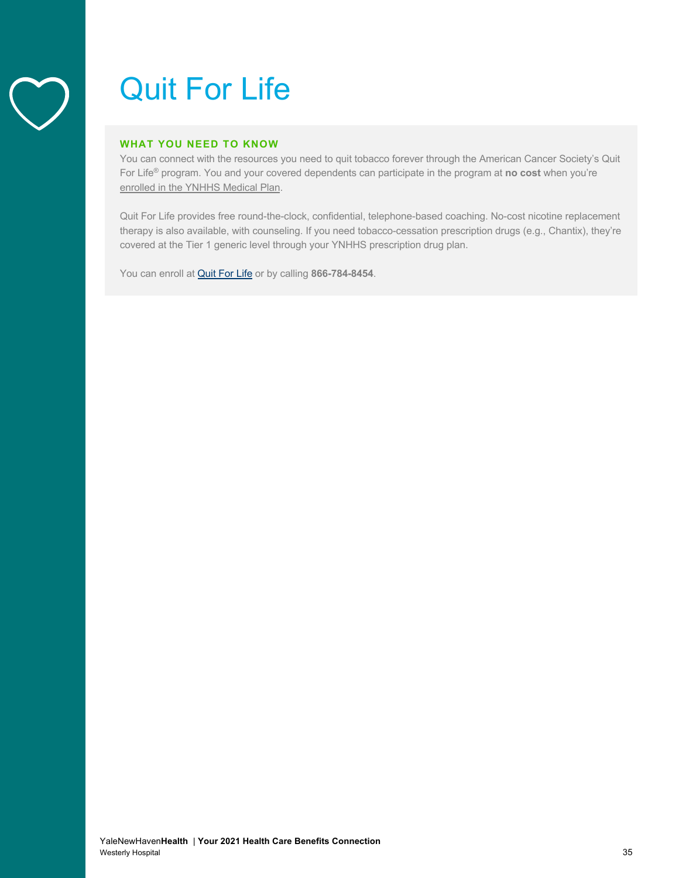# Quit For Life

**WHAT YOU NEED TO KNOW**

You can connect with the resources you need to quit tobacco forever through the American Cancer Society's Quit For Life® program. You and your covered dependents can participate in the program at **no cost** when you're enrolled in the YNHHS Medical Plan.

Quit For Life provides free round-the-clock, confidential, telephone-based coaching. No-cost nicotine replacement therapy is also available, with counseling. If you need tobacco-cessation prescription drugs (e.g., Chantix), they're covered at the Tier 1 generic level through your YNHHS prescription drug plan.

You can enroll at Quit For Life or by calling **866-784-8454**.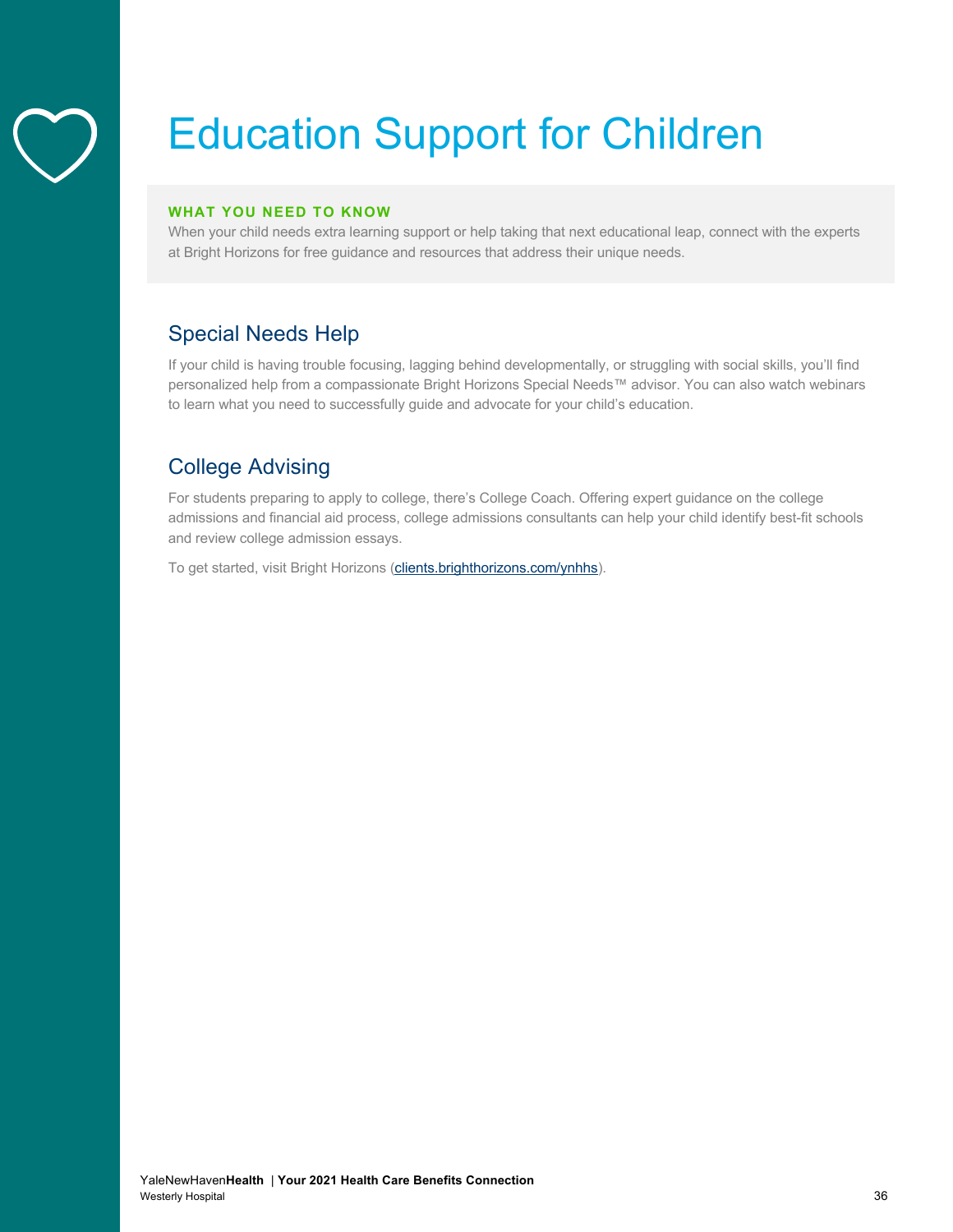# Education Support for Children

**WHAT YOU NEED TO KNOW**

When your child needs extra learning support or help taking that next educational leap, connect with the experts at Bright Horizons for free guidance and resources that address their unique needs.

## Special Needs Help

If your child is having trouble focusing, lagging behind developmentally, or struggling with social skills, you'll find personalized help from a compassionate Bright Horizons Special Needs™ advisor. You can also watch webinars to learn what you need to successfully guide and advocate for your child's education.

## College Advising

For students preparing to apply to college, there's College Coach. Offering expert guidance on the college admissions and financial aid process, college admissions consultants can help your child identify best-fit schools and review college admission essays.

To get started, visit Bright Horizons (clients.brighthorizons.com/ynhhs).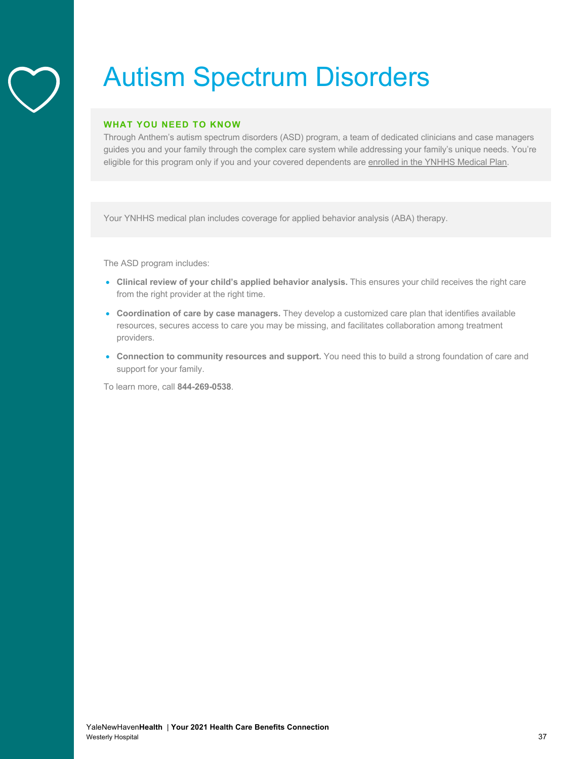# Autism Spectrum Disorders

**WHAT YOU NEED TO KNOW**

Through Anthem's autism spectrum disorders (ASD) program, a team of dedicated clinicians and case managers guides you and your family through the complex care system while addressing your family's unique needs. You're eligible for this program only if you and your covered dependents are enrolled in the YNHHS Medical Plan.

Your YNHHS medical plan includes coverage for applied behavior analysis (ABA) therapy.

The ASD program includes:

- **Clinical review of your child's applied behavior analysis.** This ensures your child receives the right care from the right provider at the right time.
- **Coordination of care by case managers.** They develop a customized care plan that identifies available resources, secures access to care you may be missing, and facilitates collaboration among treatment providers.
- **Connection to community resources and support.** You need this to build a strong foundation of care and support for your family.

To learn more, call **844-269-0538**.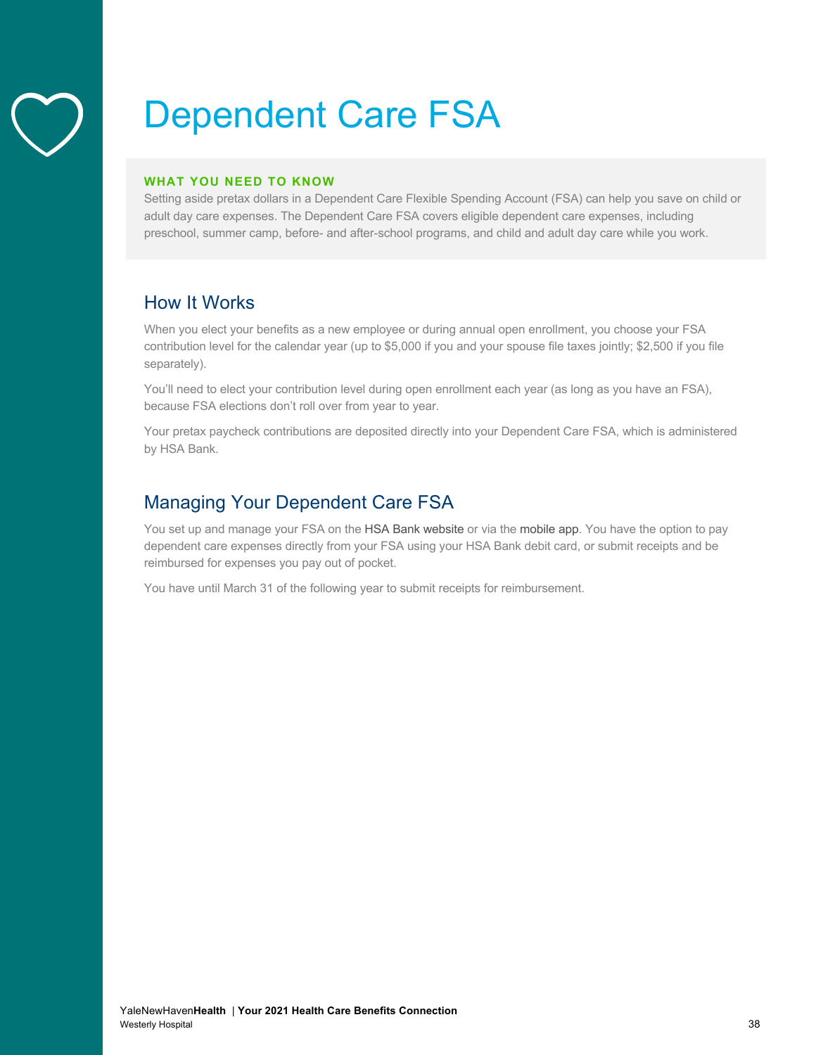# Dependent Care FSA

**WHAT YOU NEED TO KNOW**

Setting aside pretax dollars in a Dependent Care Flexible Spending Account (FSA) can help you save on child or adult day care expenses. The Dependent Care FSA covers eligible dependent care expenses, including preschool, summer camp, before- and after-school programs, and child and adult day care while you work.

## How It Works

When you elect your benefits as a new employee or during annual open enrollment, you choose your FSA contribution level for the calendar year (up to $5,000 if you and your spouse file taxes jointly; $2,500 if you file separately).

You'll need to elect your contribution level during open enrollment each year (as long as you have an FSA), because FSA elections don't roll over from year to year.

Your pretax paycheck contributions are deposited directly into your Dependent Care FSA, which is administered by HSA Bank.

## Managing Your Dependent Care FSA

You set up and manage your FSA on the HSA Bank website or via the mobile app. You have the option to pay dependent care expenses directly from your FSA using your HSA Bank debit card, or submit receipts and be reimbursed for expenses you pay out of pocket.

You have until March 31 of the following year to submit receipts for reimbursement.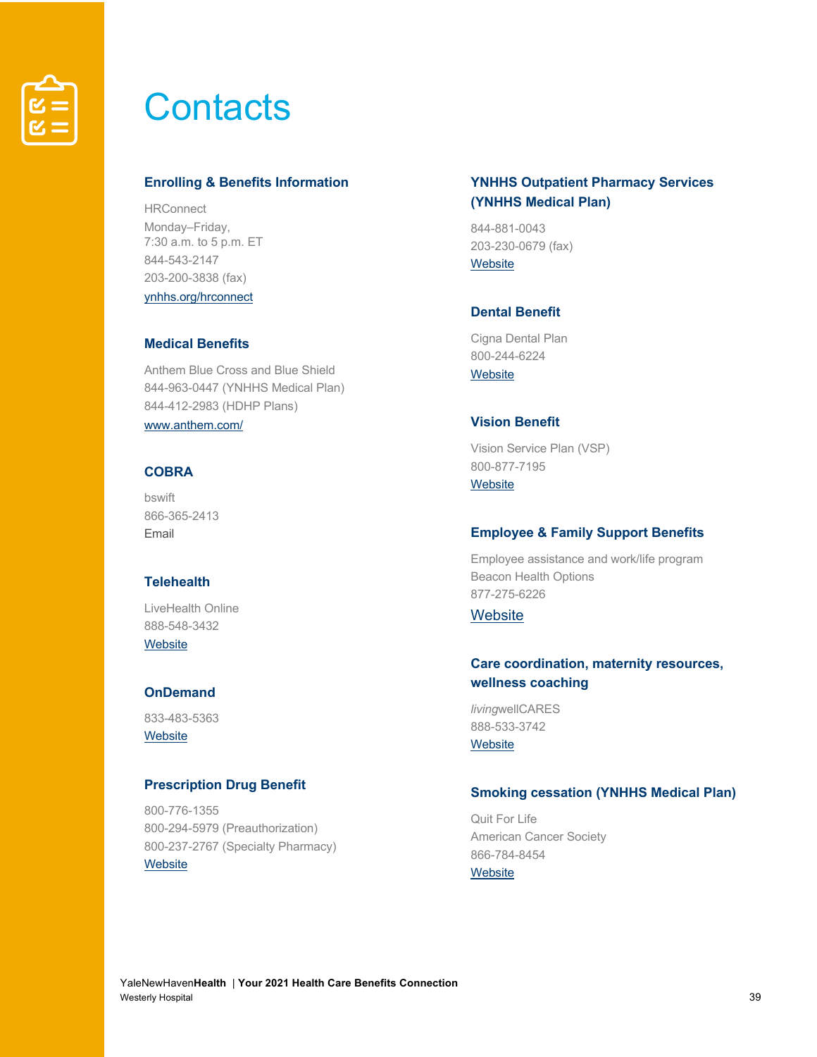# Contacts

### Enrolling & Benefits Information

HRConnect
Monday–Friday,
7:30 a.m. to 5 p.m. ET
844-543-2147
203-200-3838 (fax)
ynhhs.org/hrconnect

### Medical Benefits

Anthem Blue Cross and Blue Shield
844-963-0447 (YNHHS Medical Plan)
844-412-2983 (HDHP Plans)
www.anthem.com/

### COBRA

bswift
866-365-2413
Email

### Telehealth

LiveHealth Online
888-548-3432
Website

### OnDemand

833-483-5363
Website

### Prescription Drug Benefit

800-776-1355
800-294-5979 (Preauthorization)
800-237-2767 (Specialty Pharmacy)
Website

### YNHHS Outpatient Pharmacy Services (YNHHS Medical Plan)

844-881-0043
203-230-0679 (fax)
Website

### Dental Benefit

Cigna Dental Plan
800-244-6224
Website

### Vision Benefit

Vision Service Plan (VSP)
800-877-7195
Website

### Employee & Family Support Benefits

Employee assistance and work/life program
Beacon Health Options
877-275-6226
Website

### Care coordination, maternity resources, wellness coaching

*living*wellCARES
888-533-3742
Website

### Smoking cessation (YNHHS Medical Plan)

Quit For Life
American Cancer Society
866-784-8454
Website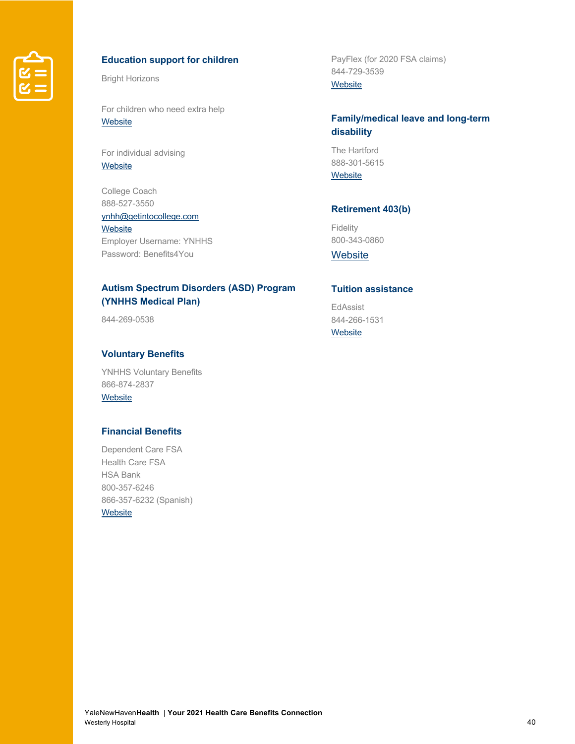### Education support for children

Bright Horizons

For children who need extra help
Website

For individual advising
Website

College Coach
888-527-3550
ynhh@getintocollege.com
Website
Employer Username: YNHHS
Password: Benefits4You

### Autism Spectrum Disorders (ASD) Program (YNHHS Medical Plan)

844-269-0538

### Voluntary Benefits

YNHHS Voluntary Benefits
866-874-2837
Website

### Financial Benefits

Dependent Care FSA
Health Care FSA
HSA Bank
800-357-6246
866-357-6232 (Spanish)
Website

PayFlex (for 2020 FSA claims)
844-729-3539
Website

### Family/medical leave and long-term disability

The Hartford
888-301-5615
Website

### Retirement 403(b)

Fidelity
800-343-0860
Website

### Tuition assistance

EdAssist
844-266-1531
Website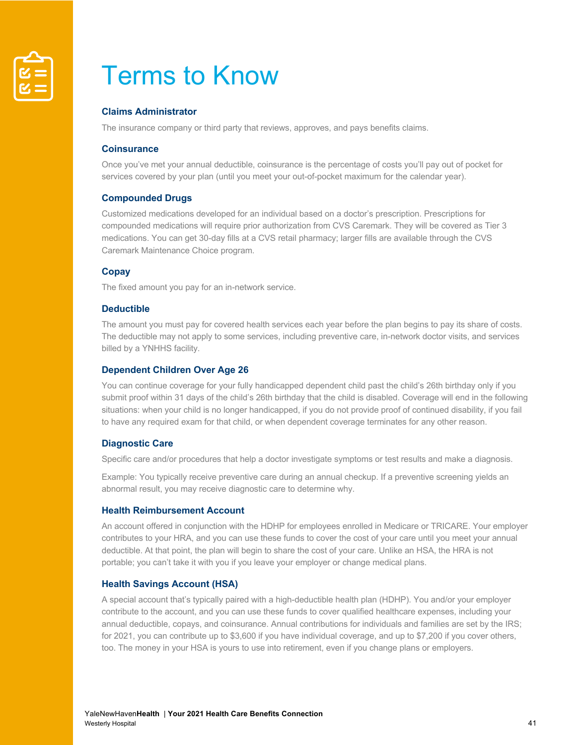# Terms to Know

### Claims Administrator

The insurance company or third party that reviews, approves, and pays benefits claims.

### Coinsurance

Once you've met your annual deductible, coinsurance is the percentage of costs you'll pay out of pocket for services covered by your plan (until you meet your out-of-pocket maximum for the calendar year).

### Compounded Drugs

Customized medications developed for an individual based on a doctor's prescription. Prescriptions for compounded medications will require prior authorization from CVS Caremark. They will be covered as Tier 3 medications. You can get 30-day fills at a CVS retail pharmacy; larger fills are available through the CVS Caremark Maintenance Choice program.

### Copay

The fixed amount you pay for an in-network service.

### Deductible

The amount you must pay for covered health services each year before the plan begins to pay its share of costs. The deductible may not apply to some services, including preventive care, in-network doctor visits, and services billed by a YNHHS facility.

### Dependent Children Over Age 26

You can continue coverage for your fully handicapped dependent child past the child's 26th birthday only if you submit proof within 31 days of the child's 26th birthday that the child is disabled. Coverage will end in the following situations: when your child is no longer handicapped, if you do not provide proof of continued disability, if you fail to have any required exam for that child, or when dependent coverage terminates for any other reason.

### Diagnostic Care

Specific care and/or procedures that help a doctor investigate symptoms or test results and make a diagnosis.

Example: You typically receive preventive care during an annual checkup. If a preventive screening yields an abnormal result, you may receive diagnostic care to determine why.

### Health Reimbursement Account

An account offered in conjunction with the HDHP for employees enrolled in Medicare or TRICARE. Your employer contributes to your HRA, and you can use these funds to cover the cost of your care until you meet your annual deductible. At that point, the plan will begin to share the cost of your care. Unlike an HSA, the HRA is not portable; you can't take it with you if you leave your employer or change medical plans.

### Health Savings Account (HSA)

A special account that's typically paired with a high-deductible health plan (HDHP). You and/or your employer contribute to the account, and you can use these funds to cover qualified healthcare expenses, including your annual deductible, copays, and coinsurance. Annual contributions for individuals and families are set by the IRS; for 2021, you can contribute up to $3,600 if you have individual coverage, and up to $7,200 if you cover others, too. The money in your HSA is yours to use into retirement, even if you change plans or employers.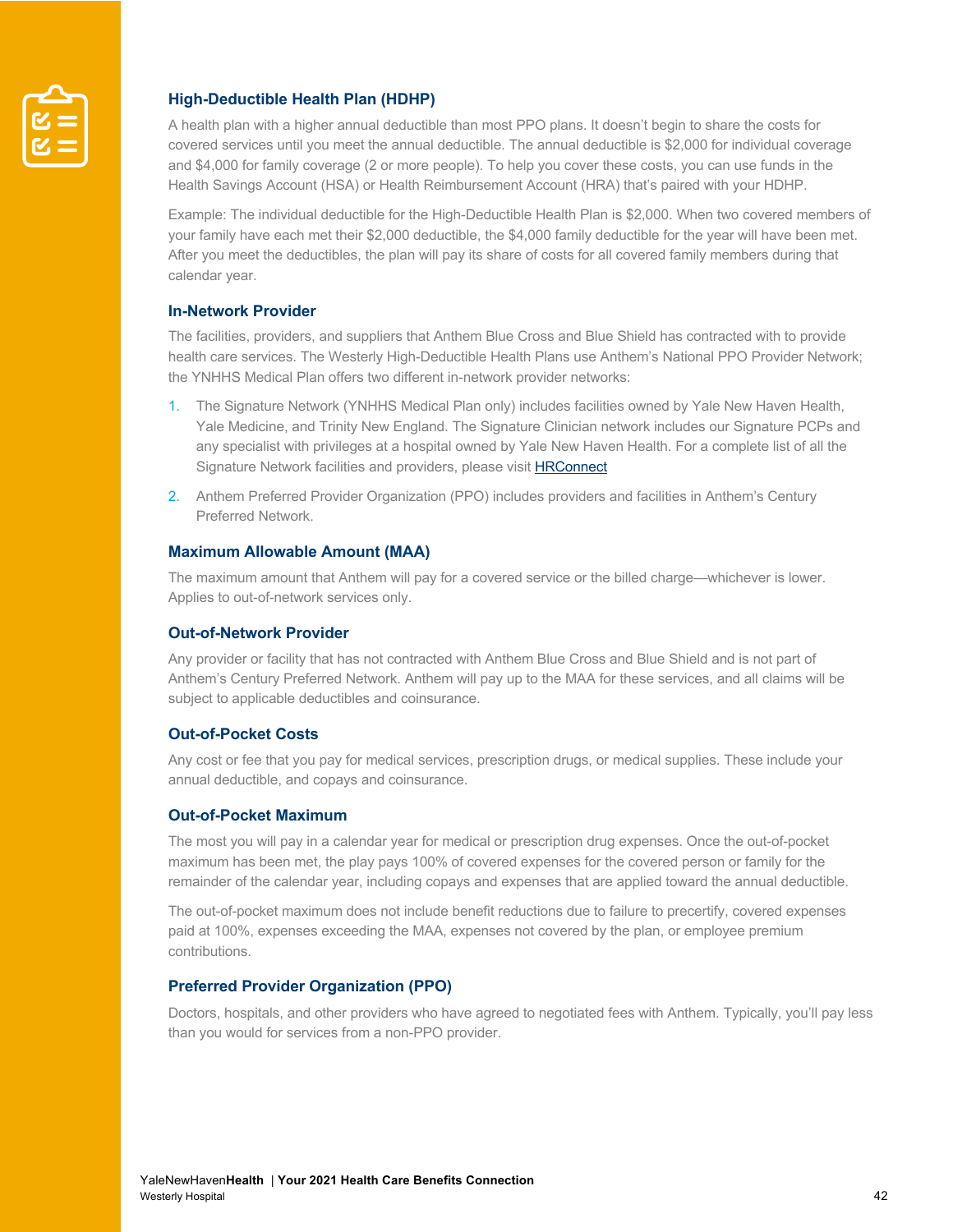### High-Deductible Health Plan (HDHP)

A health plan with a higher annual deductible than most PPO plans. It doesn't begin to share the costs for covered services until you meet the annual deductible. The annual deductible is $2,000 for individual coverage and $4,000 for family coverage (2 or more people). To help you cover these costs, you can use funds in the Health Savings Account (HSA) or Health Reimbursement Account (HRA) that's paired with your HDHP.

Example: The individual deductible for the High-Deductible Health Plan is $2,000. When two covered members of your family have each met their $2,000 deductible, the $4,000 family deductible for the year will have been met. After you meet the deductibles, the plan will pay its share of costs for all covered family members during that calendar year.

### In-Network Provider

The facilities, providers, and suppliers that Anthem Blue Cross and Blue Shield has contracted with to provide health care services. The Westerly High-Deductible Health Plans use Anthem's National PPO Provider Network; the YNHHS Medical Plan offers two different in-network provider networks:

1. The Signature Network (YNHHS Medical Plan only) includes facilities owned by Yale New Haven Health, Yale Medicine, and Trinity New England. The Signature Clinician network includes our Signature PCPs and any specialist with privileges at a hospital owned by Yale New Haven Health. For a complete list of all the Signature Network facilities and providers, please visit HRConnect
2. Anthem Preferred Provider Organization (PPO) includes providers and facilities in Anthem's Century Preferred Network.

### Maximum Allowable Amount (MAA)

The maximum amount that Anthem will pay for a covered service or the billed charge—whichever is lower. Applies to out-of-network services only.

### Out-of-Network Provider

Any provider or facility that has not contracted with Anthem Blue Cross and Blue Shield and is not part of Anthem's Century Preferred Network. Anthem will pay up to the MAA for these services, and all claims will be subject to applicable deductibles and coinsurance.

### Out-of-Pocket Costs

Any cost or fee that you pay for medical services, prescription drugs, or medical supplies. These include your annual deductible, and copays and coinsurance.

### Out-of-Pocket Maximum

The most you will pay in a calendar year for medical or prescription drug expenses. Once the out-of-pocket maximum has been met, the play pays 100% of covered expenses for the covered person or family for the remainder of the calendar year, including copays and expenses that are applied toward the annual deductible.

The out-of-pocket maximum does not include benefit reductions due to failure to precertify, covered expenses paid at 100%, expenses exceeding the MAA, expenses not covered by the plan, or employee premium contributions.

### Preferred Provider Organization (PPO)

Doctors, hospitals, and other providers who have agreed to negotiated fees with Anthem. Typically, you'll pay less than you would for services from a non-PPO provider.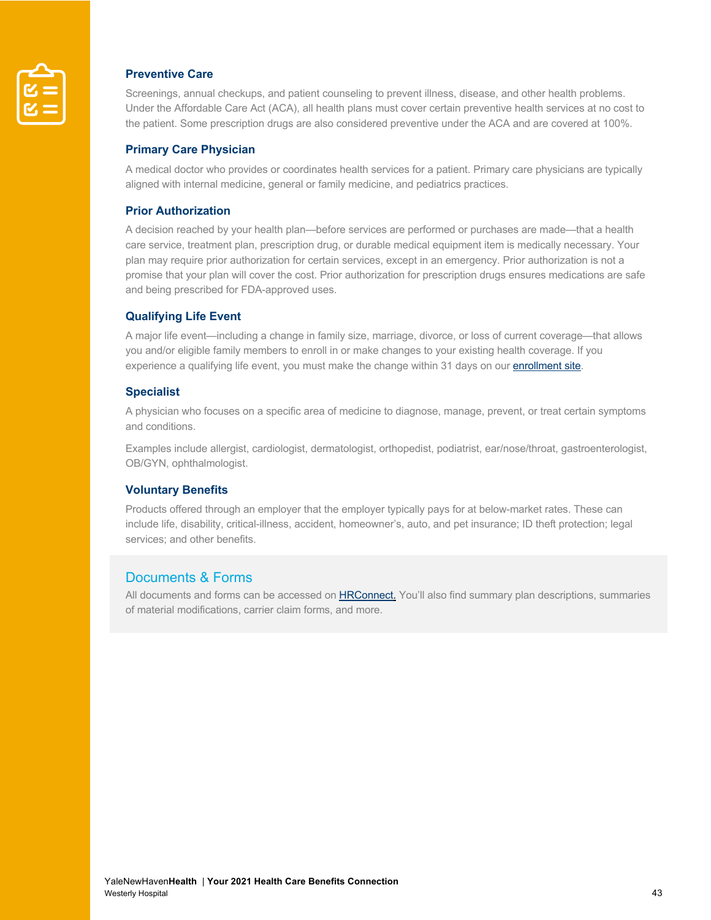### Preventive Care

Screenings, annual checkups, and patient counseling to prevent illness, disease, and other health problems. Under the Affordable Care Act (ACA), all health plans must cover certain preventive health services at no cost to the patient. Some prescription drugs are also considered preventive under the ACA and are covered at 100%.

### Primary Care Physician

A medical doctor who provides or coordinates health services for a patient. Primary care physicians are typically aligned with internal medicine, general or family medicine, and pediatrics practices.

### Prior Authorization

A decision reached by your health plan—before services are performed or purchases are made—that a health care service, treatment plan, prescription drug, or durable medical equipment item is medically necessary. Your plan may require prior authorization for certain services, except in an emergency. Prior authorization is not a promise that your plan will cover the cost. Prior authorization for prescription drugs ensures medications are safe and being prescribed for FDA-approved uses.

### Qualifying Life Event

A major life event—including a change in family size, marriage, divorce, or loss of current coverage—that allows you and/or eligible family members to enroll in or make changes to your existing health coverage. If you experience a qualifying life event, you must make the change within 31 days on our enrollment site.

### Specialist

A physician who focuses on a specific area of medicine to diagnose, manage, prevent, or treat certain symptoms and conditions.

Examples include allergist, cardiologist, dermatologist, orthopedist, podiatrist, ear/nose/throat, gastroenterologist, OB/GYN, ophthalmologist.

### Voluntary Benefits

Products offered through an employer that the employer typically pays for at below-market rates. These can include life, disability, critical-illness, accident, homeowner's, auto, and pet insurance; ID theft protection; legal services; and other benefits.

## Documents & Forms

All documents and forms can be accessed on HRConnect. You'll also find summary plan descriptions, summaries of material modifications, carrier claim forms, and more.